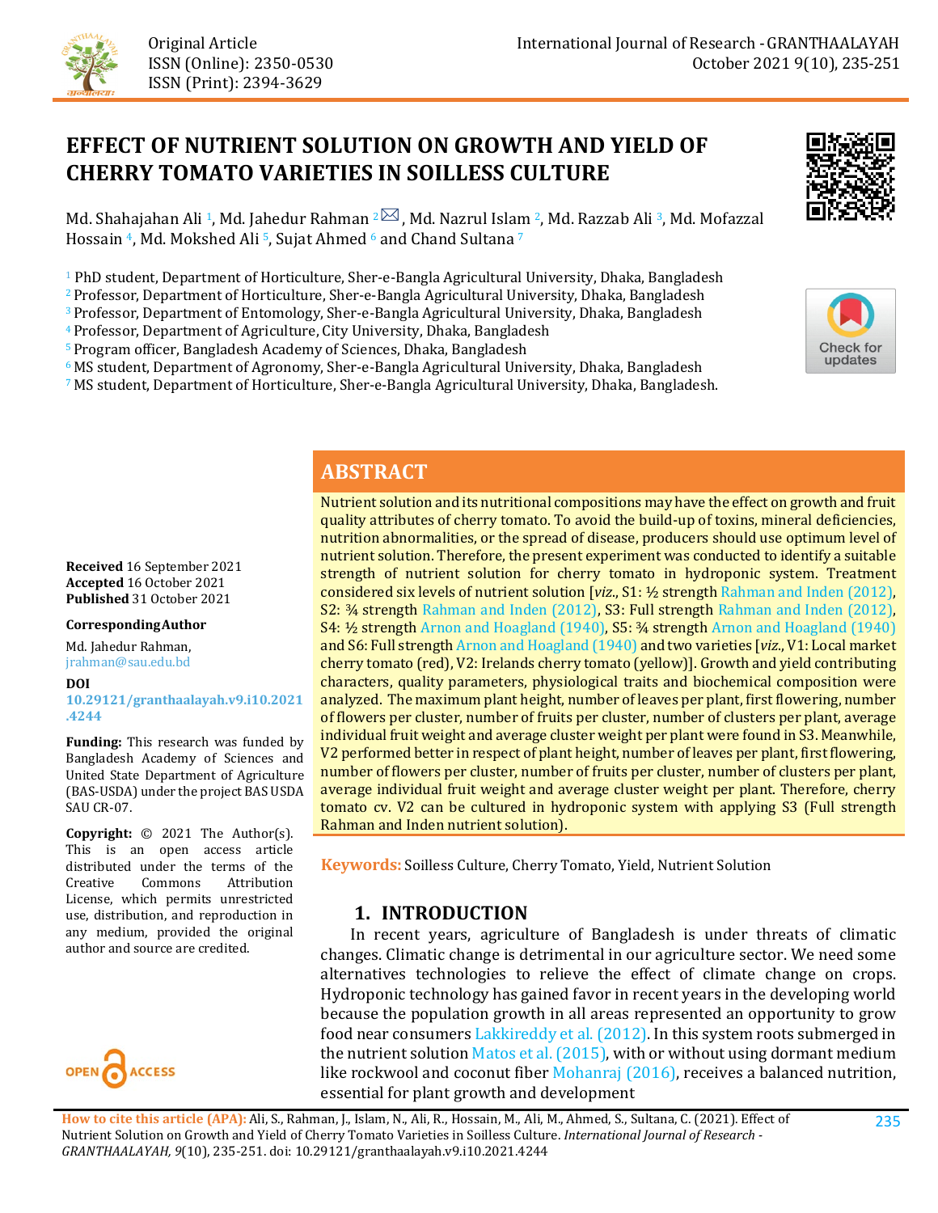Original Article
ISSN (Online): 2350-0530
ISSN (Print): 2394-3629

# EFFECT OF NUTRIENT SOLUTION ON GROWTH AND YIELD OF CHERRY TOMATO VARIETIES IN SOILLESS CULTURE

Md. Shahajahan Ali [1], Md. Jahedur Rahman [2], Md. Nazrul Islam [2], Md. Razzab Ali [3], Md. Mofazzal Hossain [4], Md. Mokshed Ali [5], Sujat Ahmed [6] and Chand Sultana [7]

[1] PhD student, Department of Horticulture, Sher-e-Bangla Agricultural University, Dhaka, Bangladesh
[2] Professor, Department of Horticulture, Sher-e-Bangla Agricultural University, Dhaka, Bangladesh
[3] Professor, Department of Entomology, Sher-e-Bangla Agricultural University, Dhaka, Bangladesh
[4] Professor, Department of Agriculture, City University, Dhaka, Bangladesh
[5] Program officer, Bangladesh Academy of Sciences, Dhaka, Bangladesh
[6] MS student, Department of Agronomy, Sher-e-Bangla Agricultural University, Dhaka, Bangladesh
[7] MS student, Department of Horticulture, Sher-e-Bangla Agricultural University, Dhaka, Bangladesh.

**Received** 16 September 2021
**Accepted** 16 October 2021
**Published** 31 October 2021

**Corresponding Author**
Md. Jahedur Rahman,
jrahman@sau.edu.bd

**DOI**
10.29121/granthaalayah.v9.i10.2021.4244

**Funding:** This research was funded by Bangladesh Academy of Sciences and United State Department of Agriculture (BAS-USDA) under the project BAS USDA SAU CR-07.

**Copyright:** © 2021 The Author(s). This is an open access article distributed under the terms of the Creative Commons Attribution License, which permits unrestricted use, distribution, and reproduction in any medium, provided the original author and source are credited.

## ABSTRACT

Nutrient solution and its nutritional compositions may have the effect on growth and fruit quality attributes of cherry tomato. To avoid the build-up of toxins, mineral deficiencies, nutrition abnormalities, or the spread of disease, producers should use optimum level of nutrient solution. Therefore, the present experiment was conducted to identify a suitable strength of nutrient solution for cherry tomato in hydroponic system. Treatment considered six levels of nutrient solution [*viz.*, S1: ½ strength Rahman and Inden (2012), S2: ¾ strength Rahman and Inden (2012), S3: Full strength Rahman and Inden (2012), S4: ½ strength Arnon and Hoagland (1940), S5: ¾ strength Arnon and Hoagland (1940) and S6: Full strength Arnon and Hoagland (1940) and two varieties [*viz.*, V1: Local market cherry tomato (red), V2: Irelands cherry tomato (yellow)]. Growth and yield contributing characters, quality parameters, physiological traits and biochemical composition were analyzed. The maximum plant height, number of leaves per plant, first flowering, number of flowers per cluster, number of fruits per cluster, number of clusters per plant, average individual fruit weight and average cluster weight per plant were found in S3. Meanwhile, V2 performed better in respect of plant height, number of leaves per plant, first flowering, number of flowers per cluster, number of fruits per cluster, number of clusters per plant, average individual fruit weight and average cluster weight per plant. Therefore, cherry tomato cv. V2 can be cultured in hydroponic system with applying S3 (Full strength Rahman and Inden nutrient solution).

**Keywords:** Soilless Culture, Cherry Tomato, Yield, Nutrient Solution

## 1. INTRODUCTION

In recent years, agriculture of Bangladesh is under threats of climatic changes. Climatic change is detrimental in our agriculture sector. We need some alternatives technologies to relieve the effect of climate change on crops. Hydroponic technology has gained favor in recent years in the developing world because the population growth in all areas represented an opportunity to grow food near consumers Lakkireddy et al. (2012). In this system roots submerged in the nutrient solution Matos et al. (2015), with or without using dormant medium like rockwool and coconut fiber Mohanraj (2016), receives a balanced nutrition, essential for plant growth and development

**How to cite this article (APA):** Ali, S., Rahman, J., Islam, N., Ali, R., Hossain, M., Ali, M., Ahmed, S., Sultana, C. (2021). Effect of Nutrient Solution on Growth and Yield of Cherry Tomato Varieties in Soilless Culture. *International Journal of Research - GRANTHAALAYAH, 9*(10), 235-251. doi: 10.29121/granthaalayah.v9.i10.2021.4244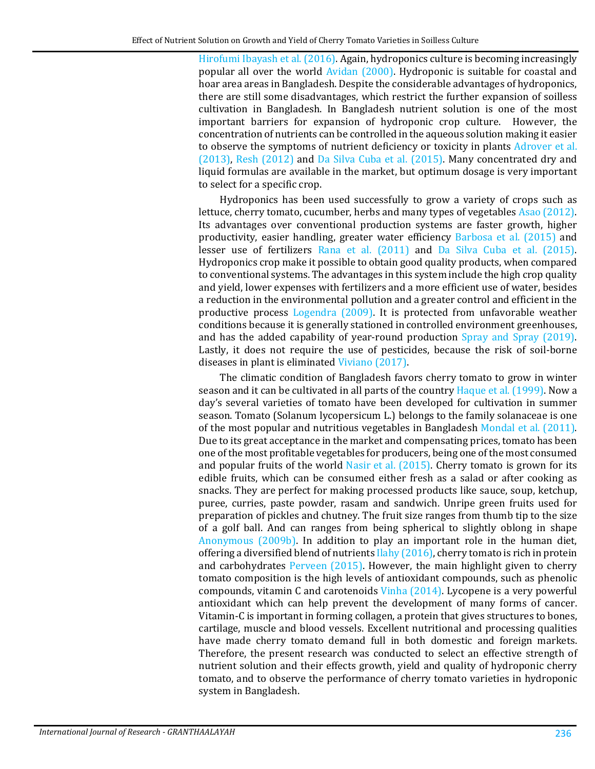Hirofumi Ibayash et al. (2016). Again, hydroponics culture is becoming increasingly popular all over the world Avidan (2000). Hydroponic is suitable for coastal and hoar area areas in Bangladesh. Despite the considerable advantages of hydroponics, there are still some disadvantages, which restrict the further expansion of soilless cultivation in Bangladesh. In Bangladesh nutrient solution is one of the most important barriers for expansion of hydroponic crop culture. However, the concentration of nutrients can be controlled in the aqueous solution making it easier to observe the symptoms of nutrient deficiency or toxicity in plants Adrover et al. (2013), Resh (2012) and Da Silva Cuba et al. (2015). Many concentrated dry and liquid formulas are available in the market, but optimum dosage is very important to select for a specific crop.

Hydroponics has been used successfully to grow a variety of crops such as lettuce, cherry tomato, cucumber, herbs and many types of vegetables Asao (2012). Its advantages over conventional production systems are faster growth, higher productivity, easier handling, greater water efficiency Barbosa et al. (2015) and lesser use of fertilizers Rana et al. (2011) and Da Silva Cuba et al. (2015). Hydroponics crop make it possible to obtain good quality products, when compared to conventional systems. The advantages in this system include the high crop quality and yield, lower expenses with fertilizers and a more efficient use of water, besides a reduction in the environmental pollution and a greater control and efficient in the productive process Logendra (2009). It is protected from unfavorable weather conditions because it is generally stationed in controlled environment greenhouses, and has the added capability of year-round production Spray and Spray (2019). Lastly, it does not require the use of pesticides, because the risk of soil-borne diseases in plant is eliminated Viviano (2017).

The climatic condition of Bangladesh favors cherry tomato to grow in winter season and it can be cultivated in all parts of the country Haque et al. (1999). Now a day's several varieties of tomato have been developed for cultivation in summer season. Tomato (Solanum lycopersicum L.) belongs to the family solanaceae is one of the most popular and nutritious vegetables in Bangladesh Mondal et al. (2011). Due to its great acceptance in the market and compensating prices, tomato has been one of the most profitable vegetables for producers, being one of the most consumed and popular fruits of the world Nasir et al. (2015). Cherry tomato is grown for its edible fruits, which can be consumed either fresh as a salad or after cooking as snacks. They are perfect for making processed products like sauce, soup, ketchup, puree, curries, paste powder, rasam and sandwich. Unripe green fruits used for preparation of pickles and chutney. The fruit size ranges from thumb tip to the size of a golf ball. And can ranges from being spherical to slightly oblong in shape Anonymous (2009b). In addition to play an important role in the human diet, offering a diversified blend of nutrients Ilahy (2016), cherry tomato is rich in protein and carbohydrates Perveen (2015). However, the main highlight given to cherry tomato composition is the high levels of antioxidant compounds, such as phenolic compounds, vitamin C and carotenoids Vinha (2014). Lycopene is a very powerful antioxidant which can help prevent the development of many forms of cancer. Vitamin-C is important in forming collagen, a protein that gives structures to bones, cartilage, muscle and blood vessels. Excellent nutritional and processing qualities have made cherry tomato demand full in both domestic and foreign markets. Therefore, the present research was conducted to select an effective strength of nutrient solution and their effects growth, yield and quality of hydroponic cherry tomato, and to observe the performance of cherry tomato varieties in hydroponic system in Bangladesh.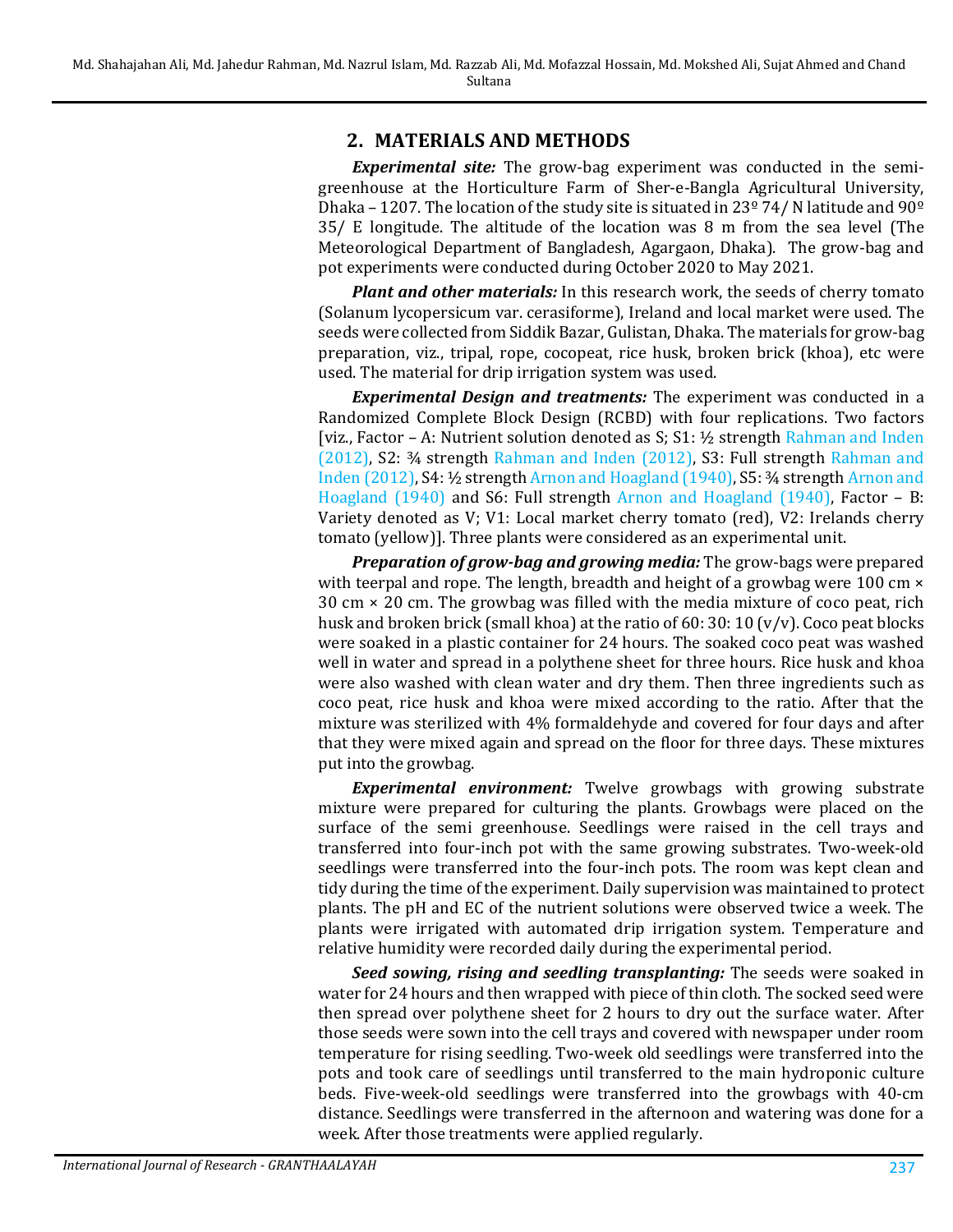## 2. MATERIALS AND METHODS

***Experimental site:*** The grow-bag experiment was conducted in the semi-greenhouse at the Horticulture Farm of Sher-e-Bangla Agricultural University, Dhaka – 1207. The location of the study site is situated in 23º 74/ N latitude and 90º 35/ E longitude. The altitude of the location was 8 m from the sea level (The Meteorological Department of Bangladesh, Agargaon, Dhaka). The grow-bag and pot experiments were conducted during October 2020 to May 2021.

***Plant and other materials:*** In this research work, the seeds of cherry tomato (Solanum lycopersicum var. cerasiforme), Ireland and local market were used. The seeds were collected from Siddik Bazar, Gulistan, Dhaka. The materials for grow-bag preparation, viz., tripal, rope, cocopeat, rice husk, broken brick (khoa), etc were used. The material for drip irrigation system was used.

***Experimental Design and treatments:*** The experiment was conducted in a Randomized Complete Block Design (RCBD) with four replications. Two factors [viz., Factor – A: Nutrient solution denoted as S; S1: ½ strength Rahman and Inden (2012), S2: ¾ strength Rahman and Inden (2012), S3: Full strength Rahman and Inden (2012), S4: ½ strength Arnon and Hoagland (1940), S5: ¾ strength Arnon and Hoagland (1940) and S6: Full strength Arnon and Hoagland (1940), Factor – B: Variety denoted as V; V1: Local market cherry tomato (red), V2: Irelands cherry tomato (yellow)]. Three plants were considered as an experimental unit.

***Preparation of grow-bag and growing media:*** The grow-bags were prepared with teerpal and rope. The length, breadth and height of a growbag were 100 cm × 30 cm × 20 cm. The growbag was filled with the media mixture of coco peat, rich husk and broken brick (small khoa) at the ratio of 60: 30: 10 (v/v). Coco peat blocks were soaked in a plastic container for 24 hours. The soaked coco peat was washed well in water and spread in a polythene sheet for three hours. Rice husk and khoa were also washed with clean water and dry them. Then three ingredients such as coco peat, rice husk and khoa were mixed according to the ratio. After that the mixture was sterilized with 4% formaldehyde and covered for four days and after that they were mixed again and spread on the floor for three days. These mixtures put into the growbag.

***Experimental environment:*** Twelve growbags with growing substrate mixture were prepared for culturing the plants. Growbags were placed on the surface of the semi greenhouse. Seedlings were raised in the cell trays and transferred into four-inch pot with the same growing substrates. Two-week-old seedlings were transferred into the four-inch pots. The room was kept clean and tidy during the time of the experiment. Daily supervision was maintained to protect plants. The pH and EC of the nutrient solutions were observed twice a week. The plants were irrigated with automated drip irrigation system. Temperature and relative humidity were recorded daily during the experimental period.

***Seed sowing, rising and seedling transplanting:*** The seeds were soaked in water for 24 hours and then wrapped with piece of thin cloth. The socked seed were then spread over polythene sheet for 2 hours to dry out the surface water. After those seeds were sown into the cell trays and covered with newspaper under room temperature for rising seedling. Two-week old seedlings were transferred into the pots and took care of seedlings until transferred to the main hydroponic culture beds. Five-week-old seedlings were transferred into the growbags with 40-cm distance. Seedlings were transferred in the afternoon and watering was done for a week. After those treatments were applied regularly.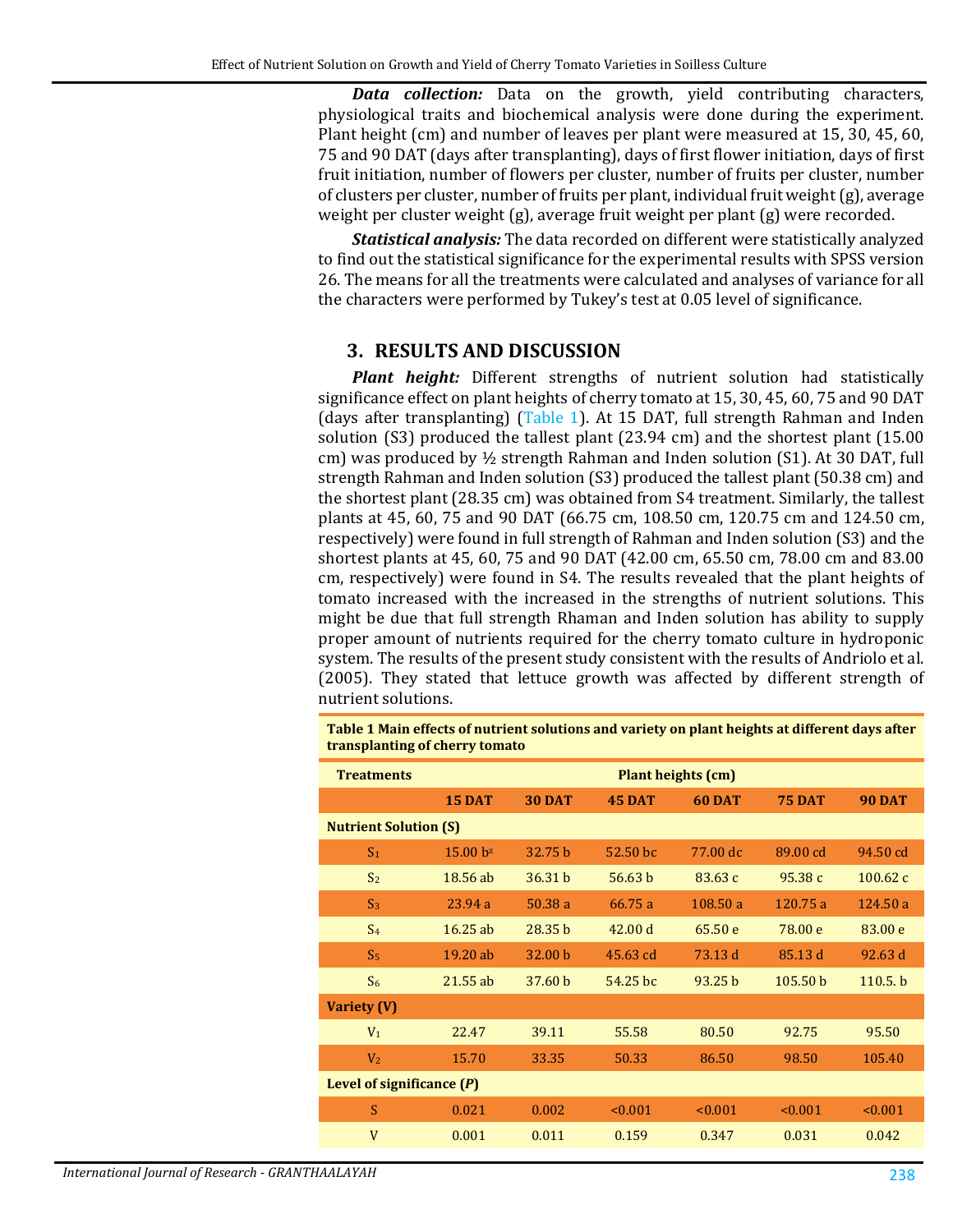***Data collection:*** Data on the growth, yield contributing characters, physiological traits and biochemical analysis were done during the experiment. Plant height (cm) and number of leaves per plant were measured at 15, 30, 45, 60, 75 and 90 DAT (days after transplanting), days of first flower initiation, days of first fruit initiation, number of flowers per cluster, number of fruits per cluster, number of clusters per cluster, number of fruits per plant, individual fruit weight (g), average weight per cluster weight (g), average fruit weight per plant (g) were recorded.

***Statistical analysis:*** The data recorded on different were statistically analyzed to find out the statistical significance for the experimental results with SPSS version 26. The means for all the treatments were calculated and analyses of variance for all the characters were performed by Tukey's test at 0.05 level of significance.

## 3. RESULTS AND DISCUSSION

***Plant height:*** Different strengths of nutrient solution had statistically significance effect on plant heights of cherry tomato at 15, 30, 45, 60, 75 and 90 DAT (days after transplanting) (Table 1). At 15 DAT, full strength Rahman and Inden solution (S3) produced the tallest plant (23.94 cm) and the shortest plant (15.00 cm) was produced by ½ strength Rahman and Inden solution (S1). At 30 DAT, full strength Rahman and Inden solution (S3) produced the tallest plant (50.38 cm) and the shortest plant (28.35 cm) was obtained from S4 treatment. Similarly, the tallest plants at 45, 60, 75 and 90 DAT (66.75 cm, 108.50 cm, 120.75 cm and 124.50 cm, respectively) were found in full strength of Rahman and Inden solution (S3) and the shortest plants at 45, 60, 75 and 90 DAT (42.00 cm, 65.50 cm, 78.00 cm and 83.00 cm, respectively) were found in S4. The results revealed that the plant heights of tomato increased with the increased in the strengths of nutrient solutions. This might be due that full strength Rhaman and Inden solution has ability to supply proper amount of nutrients required for the cherry tomato culture in hydroponic system. The results of the present study consistent with the results of Andriolo et al. (2005). They stated that lettuce growth was affected by different strength of nutrient solutions.

**Table 1 Main effects of nutrient solutions and variety on plant heights at different days after transplanting of cherry tomato**

| Treatments | Plant heights (cm) | | | | | |
|---|---|---|---|---|---|---|
| | **15 DAT** | **30 DAT** | **45 DAT** | **60 DAT** | **75 DAT** | **90 DAT** |
| **Nutrient Solution (S)** | | | | | | |
| $S_1$ | 15.00 b[z] | 32.75 b | 52.50 bc | 77.00 dc | 89.00 cd | 94.50 cd |
| $S_2$ | 18.56 ab | 36.31 b | 56.63 b | 83.63 c | 95.38 c | 100.62 c |
| $S_3$ | 23.94 a | 50.38 a | 66.75 a | 108.50 a | 120.75 a | 124.50 a |
| $S_4$ | 16.25 ab | 28.35 b | 42.00 d | 65.50 e | 78.00 e | 83.00 e |
| $S_5$ | 19.20 ab | 32.00 b | 45.63 cd | 73.13 d | 85.13 d | 92.63 d |
| $S_6$ | 21.55 ab | 37.60 b | 54.25 bc | 93.25 b | 105.50 b | 110.5. b |
| **Variety (V)** | | | | | | |
| $V_1$ | 22.47 | 39.11 | 55.58 | 80.50 | 92.75 | 95.50 |
| $V_2$ | 15.70 | 33.35 | 50.33 | 86.50 | 98.50 | 105.40 |
| **Level of significance (*P*)** | | | | | | |
| S | 0.021 | 0.002 | <0.001 | <0.001 | <0.001 | <0.001 |
| V | 0.001 | 0.011 | 0.159 | 0.347 | 0.031 | 0.042 |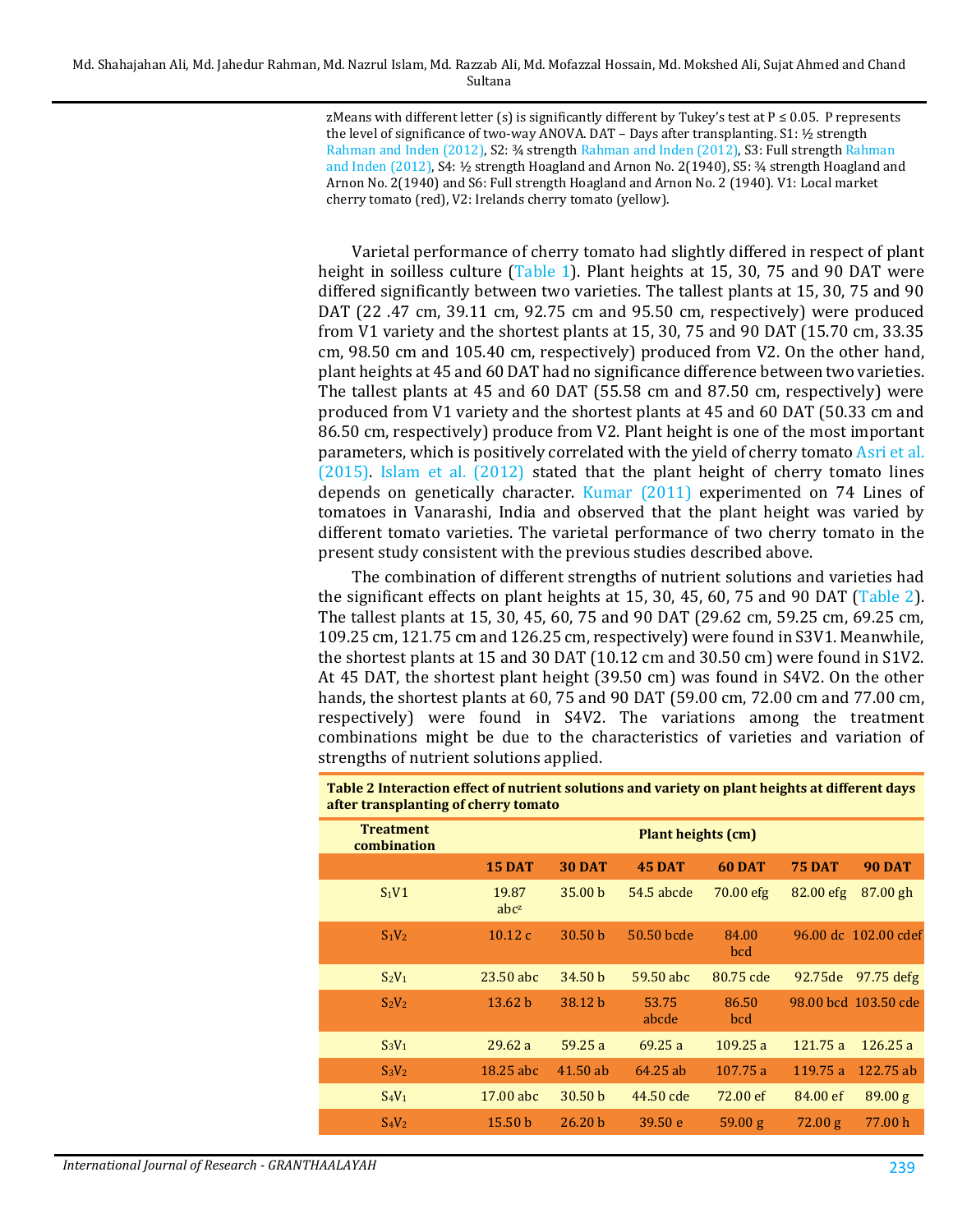zMeans with different letter (s) is significantly different by Tukey's test at P ≤ 0.05. P represents the level of significance of two-way ANOVA. DAT – Days after transplanting. S1: ½ strength Rahman and Inden (2012), S2: ¾ strength Rahman and Inden (2012), S3: Full strength Rahman and Inden (2012), S4: ½ strength Hoagland and Arnon No. 2(1940), S5: ¾ strength Hoagland and Arnon No. 2(1940) and S6: Full strength Hoagland and Arnon No. 2 (1940). V1: Local market cherry tomato (red), V2: Irelands cherry tomato (yellow).

Varietal performance of cherry tomato had slightly differed in respect of plant height in soilless culture (Table 1). Plant heights at 15, 30, 75 and 90 DAT were differed significantly between two varieties. The tallest plants at 15, 30, 75 and 90 DAT (22 .47 cm, 39.11 cm, 92.75 cm and 95.50 cm, respectively) were produced from V1 variety and the shortest plants at 15, 30, 75 and 90 DAT (15.70 cm, 33.35 cm, 98.50 cm and 105.40 cm, respectively) produced from V2. On the other hand, plant heights at 45 and 60 DAT had no significance difference between two varieties. The tallest plants at 45 and 60 DAT (55.58 cm and 87.50 cm, respectively) were produced from V1 variety and the shortest plants at 45 and 60 DAT (50.33 cm and 86.50 cm, respectively) produce from V2. Plant height is one of the most important parameters, which is positively correlated with the yield of cherry tomato Asri et al. (2015). Islam et al. (2012) stated that the plant height of cherry tomato lines depends on genetically character. Kumar (2011) experimented on 74 Lines of tomatoes in Vanarashi, India and observed that the plant height was varied by different tomato varieties. The varietal performance of two cherry tomato in the present study consistent with the previous studies described above.

The combination of different strengths of nutrient solutions and varieties had the significant effects on plant heights at 15, 30, 45, 60, 75 and 90 DAT (Table 2). The tallest plants at 15, 30, 45, 60, 75 and 90 DAT (29.62 cm, 59.25 cm, 69.25 cm, 109.25 cm, 121.75 cm and 126.25 cm, respectively) were found in S3V1. Meanwhile, the shortest plants at 15 and 30 DAT (10.12 cm and 30.50 cm) were found in S1V2. At 45 DAT, the shortest plant height (39.50 cm) was found in S4V2. On the other hands, the shortest plants at 60, 75 and 90 DAT (59.00 cm, 72.00 cm and 77.00 cm, respectively) were found in S4V2. The variations among the treatment combinations might be due to the characteristics of varieties and variation of strengths of nutrient solutions applied.

**Table 2 Interaction effect of nutrient solutions and variety on plant heights at different days after transplanting of cherry tomato**

| Treatment combination | Plant heights (cm) | | | | | |
|---|---|---|---|---|---|---|
| | **15 DAT** | **30 DAT** | **45 DAT** | **60 DAT** | **75 DAT** | **90 DAT** |
| $S_1V1$ | 19.87 abc[z] | 35.00 b | 54.5 abcde | 70.00 efg | 82.00 efg | 87.00 gh |
| $S_1V_2$ | 10.12 c | 30.50 b | 50.50 bcde | 84.00 bcd | 96.00 dc | 102.00 cdef |
| $S_2V_1$ | 23.50 abc | 34.50 b | 59.50 abc | 80.75 cde | 92.75de | 97.75 defg |
| $S_2V_2$ | 13.62 b | 38.12 b | 53.75 abcde | 86.50 bcd | 98.00 bcd | 103.50 cde |
| $S_3V_1$ | 29.62 a | 59.25 a | 69.25 a | 109.25 a | 121.75 a | 126.25 a |
| $S_3V_2$ | 18.25 abc | 41.50 ab | 64.25 ab | 107.75 a | 119.75 a | 122.75 ab |
| $S_4V_1$ | 17.00 abc | 30.50 b | 44.50 cde | 72.00 ef | 84.00 ef | 89.00 g |
| $S_4V_2$ | 15.50 b | 26.20 b | 39.50 e | 59.00 g | 72.00 g | 77.00 h |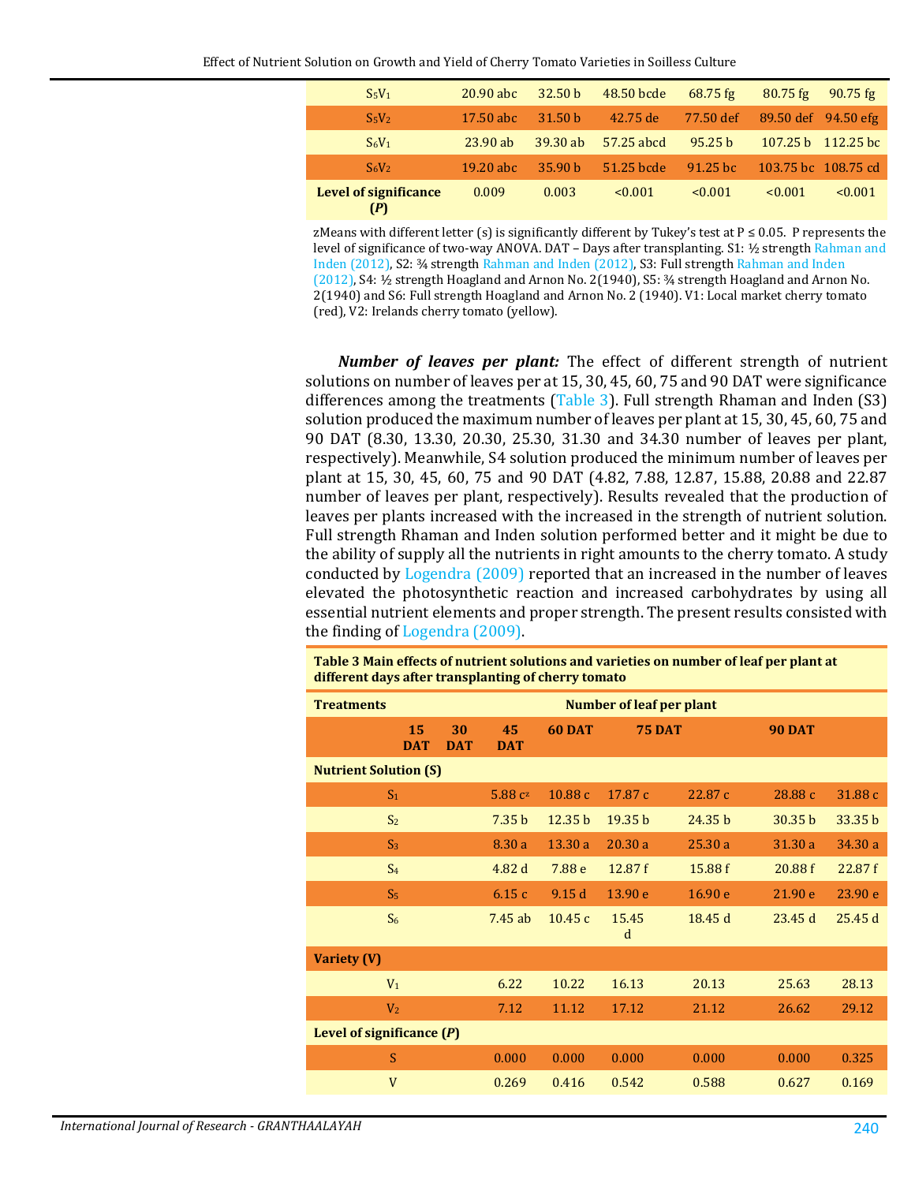| | | | | | | |
|---|---|---|---|---|---|---|
| $S_5V_1$ | 20.90 abc | 32.50 b | 48.50 bcde | 68.75 fg | 80.75 fg | 90.75 fg |
| $S_5V_2$ | 17.50 abc | 31.50 b | 42.75 de | 77.50 def | 89.50 def | 94.50 efg |
| $S_6V_1$ | 23.90 ab | 39.30 ab | 57.25 abcd | 95.25 b | 107.25 b | 112.25 bc |
| $S_6V_2$ | 19.20 abc | 35.90 b | 51.25 bcde | 91.25 bc | 103.75 bc | 108.75 cd |
| **Level of significance (*P*)** | 0.009 | 0.003 | <0.001 | <0.001 | <0.001 | <0.001 |

zMeans with different letter (s) is significantly different by Tukey's test at P ≤ 0.05. P represents the level of significance of two-way ANOVA. DAT – Days after transplanting. S1: ½ strength Rahman and Inden (2012), S2: ¾ strength Rahman and Inden (2012), S3: Full strength Rahman and Inden (2012), S4: ½ strength Hoagland and Arnon No. 2(1940), S5: ¾ strength Hoagland and Arnon No. 2(1940) and S6: Full strength Hoagland and Arnon No. 2 (1940). V1: Local market cherry tomato (red), V2: Irelands cherry tomato (yellow).

***Number of leaves per plant:*** The effect of different strength of nutrient solutions on number of leaves per at 15, 30, 45, 60, 75 and 90 DAT were significance differences among the treatments (Table 3). Full strength Rhaman and Inden (S3) solution produced the maximum number of leaves per plant at 15, 30, 45, 60, 75 and 90 DAT (8.30, 13.30, 20.30, 25.30, 31.30 and 34.30 number of leaves per plant, respectively). Meanwhile, S4 solution produced the minimum number of leaves per plant at 15, 30, 45, 60, 75 and 90 DAT (4.82, 7.88, 12.87, 15.88, 20.88 and 22.87 number of leaves per plant, respectively). Results revealed that the production of leaves per plants increased with the increased in the strength of nutrient solution. Full strength Rhaman and Inden solution performed better and it might be due to the ability of supply all the nutrients in right amounts to the cherry tomato. A study conducted by Logendra (2009) reported that an increased in the number of leaves elevated the photosynthetic reaction and increased carbohydrates by using all essential nutrient elements and proper strength. The present results consisted with the finding of Logendra (2009).

**Table 3 Main effects of nutrient solutions and varieties on number of leaf per plant at different days after transplanting of cherry tomato**

| Treatments | Number of leaf per plant | | | | | |
|---|---|---|---|---|---|---|
| | 15 DAT | 30 DAT | 45 DAT | 60 DAT | 75 DAT | 90 DAT |
| **Nutrient Solution (S)** | | | | | | |
| $S_1$ | 5.88 c$^z$ | 10.88 c | 17.87 c | 22.87 c | 28.88 c | 31.88 c |
| $S_2$ | 7.35 b | 12.35 b | 19.35 b | 24.35 b | 30.35 b | 33.35 b |
| $S_3$ | 8.30 a | 13.30 a | 20.30 a | 25.30 a | 31.30 a | 34.30 a |
| $S_4$ | 4.82 d | 7.88 e | 12.87 f | 15.88 f | 20.88 f | 22.87 f |
| $S_5$ | 6.15 c | 9.15 d | 13.90 e | 16.90 e | 21.90 e | 23.90 e |
| $S_6$ | 7.45 ab | 10.45 c | 15.45 d | 18.45 d | 23.45 d | 25.45 d |
| **Variety (V)** | | | | | | |
| $V_1$ | 6.22 | 10.22 | 16.13 | 20.13 | 25.63 | 28.13 |
| $V_2$ | 7.12 | 11.12 | 17.12 | 21.12 | 26.62 | 29.12 |
| **Level of significance (*P*)** | | | | | | |
| S | 0.000 | 0.000 | 0.000 | 0.000 | 0.000 | 0.325 |
| V | 0.269 | 0.416 | 0.542 | 0.588 | 0.627 | 0.169 |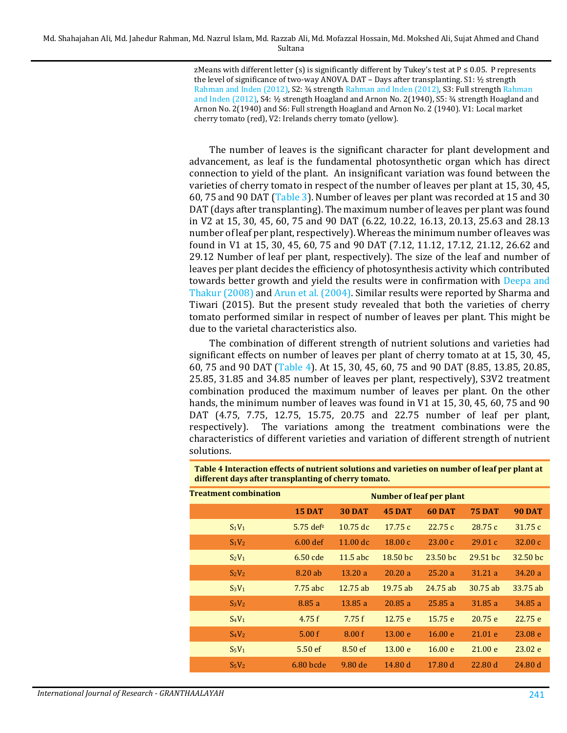zMeans with different letter (s) is significantly different by Tukey's test at P ≤ 0.05. P represents the level of significance of two-way ANOVA. DAT – Days after transplanting. S1: ½ strength Rahman and Inden (2012), S2: ¾ strength Rahman and Inden (2012), S3: Full strength Rahman and Inden (2012), S4: ½ strength Hoagland and Arnon No. 2(1940), S5: ¾ strength Hoagland and Arnon No. 2(1940) and S6: Full strength Hoagland and Arnon No. 2 (1940). V1: Local market cherry tomato (red), V2: Irelands cherry tomato (yellow).

The number of leaves is the significant character for plant development and advancement, as leaf is the fundamental photosynthetic organ which has direct connection to yield of the plant. An insignificant variation was found between the varieties of cherry tomato in respect of the number of leaves per plant at 15, 30, 45, 60, 75 and 90 DAT (Table 3). Number of leaves per plant was recorded at 15 and 30 DAT (days after transplanting). The maximum number of leaves per plant was found in V2 at 15, 30, 45, 60, 75 and 90 DAT (6.22, 10.22, 16.13, 20.13, 25.63 and 28.13 number of leaf per plant, respectively). Whereas the minimum number of leaves was found in V1 at 15, 30, 45, 60, 75 and 90 DAT (7.12, 11.12, 17.12, 21.12, 26.62 and 29.12 Number of leaf per plant, respectively). The size of the leaf and number of leaves per plant decides the efficiency of photosynthesis activity which contributed towards better growth and yield the results were in confirmation with Deepa and Thakur (2008) and Arun et al. (2004). Similar results were reported by Sharma and Tiwari (2015). But the present study revealed that both the varieties of cherry tomato performed similar in respect of number of leaves per plant. This might be due to the varietal characteristics also.

The combination of different strength of nutrient solutions and varieties had significant effects on number of leaves per plant of cherry tomato at at 15, 30, 45, 60, 75 and 90 DAT (Table 4). At 15, 30, 45, 60, 75 and 90 DAT (8.85, 13.85, 20.85, 25.85, 31.85 and 34.85 number of leaves per plant, respectively), S3V2 treatment combination produced the maximum number of leaves per plant. On the other hands, the minimum number of leaves was found in V1 at 15, 30, 45, 60, 75 and 90 DAT (4.75, 7.75, 12.75, 15.75, 20.75 and 22.75 number of leaf per plant, respectively). The variations among the treatment combinations were the characteristics of different varieties and variation of different strength of nutrient solutions.

**Table 4 Interaction effects of nutrient solutions and varieties on number of leaf per plant at different days after transplanting of cherry tomato.**

| Treatment combination | Number of leaf per plant | | | | | |
|---|---|---|---|---|---|---|
| | **15 DAT** | **30 DAT** | **45 DAT** | **60 DAT** | **75 DAT** | **90 DAT** |
| $S_1V_1$ | 5.75 def[z] | 10.75 dc | 17.75 c | 22.75 c | 28.75 c | 31.75 c |
| $S_1V_2$ | 6.00 def | 11.00 dc | 18.00 c | 23.00 c | 29.01 c | 32.00 c |
| $S_2V_1$ | 6.50 cde | 11.5 abc | 18.50 bc | 23.50 bc | 29.51 bc | 32.50 bc |
| $S_2V_2$ | 8.20 ab | 13.20 a | 20.20 a | 25.20 a | 31.21 a | 34.20 a |
| $S_3V_1$ | 7.75 abc | 12.75 ab | 19.75 ab | 24.75 ab | 30.75 ab | 33.75 ab |
| $S_3V_2$ | 8.85 a | 13.85 a | 20.85 a | 25.85 a | 31.85 a | 34.85 a |
| $S_4V_1$ | 4.75 f | 7.75 f | 12.75 e | 15.75 e | 20.75 e | 22.75 e |
| $S_4V_2$ | 5.00 f | 8.00 f | 13.00 e | 16.00 e | 21.01 e | 23.08 e |
| $S_5V_1$ | 5.50 ef | 8.50 ef | 13.00 e | 16.00 e | 21.00 e | 23.02 e |
| $S_5V_2$ | 6.80 bcde | 9.80 de | 14.80 d | 17.80 d | 22.80 d | 24.80 d |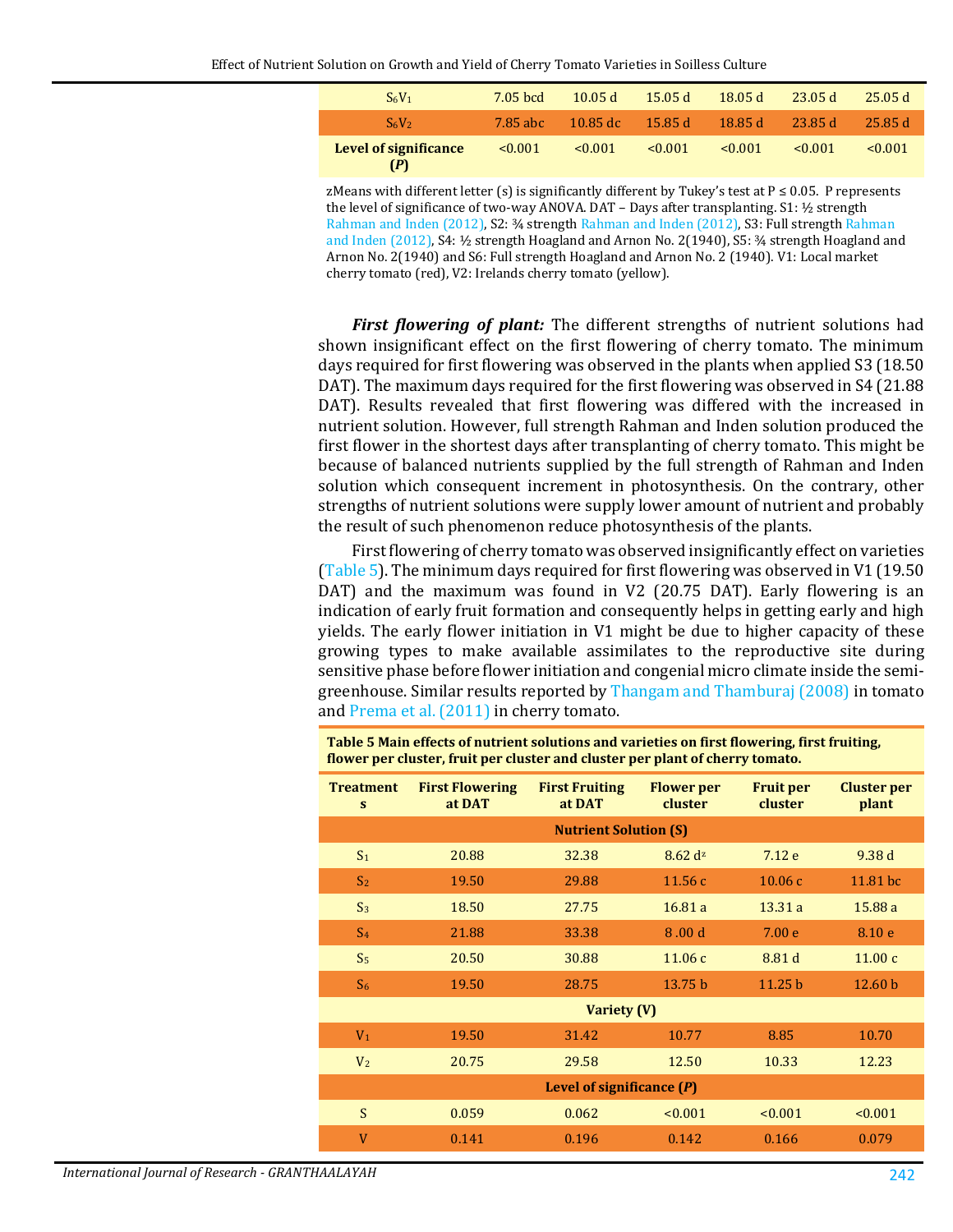| | | | | | | |
|---|---|---|---|---|---|---|
| $S_6V_1$ | 7.05 bcd | 10.05 d | 15.05 d | 18.05 d | 23.05 d | 25.05 d |
| $S_6V_2$ | 7.85 abc | 10.85 dc | 15.85 d | 18.85 d | 23.85 d | 25.85 d |
| **Level of significance (*P*)** | <0.001 | <0.001 | <0.001 | <0.001 | <0.001 | <0.001 |

zMeans with different letter (s) is significantly different by Tukey's test at P ≤ 0.05. P represents the level of significance of two-way ANOVA. DAT – Days after transplanting. S1: ½ strength Rahman and Inden (2012), S2: ¾ strength Rahman and Inden (2012), S3: Full strength Rahman and Inden (2012), S4: ½ strength Hoagland and Arnon No. 2(1940), S5: ¾ strength Hoagland and Arnon No. 2(1940) and S6: Full strength Hoagland and Arnon No. 2 (1940). V1: Local market cherry tomato (red), V2: Irelands cherry tomato (yellow).

***First flowering of plant:*** The different strengths of nutrient solutions had shown insignificant effect on the first flowering of cherry tomato. The minimum days required for first flowering was observed in the plants when applied S3 (18.50 DAT). The maximum days required for the first flowering was observed in S4 (21.88 DAT). Results revealed that first flowering was differed with the increased in nutrient solution. However, full strength Rahman and Inden solution produced the first flower in the shortest days after transplanting of cherry tomato. This might be because of balanced nutrients supplied by the full strength of Rahman and Inden solution which consequent increment in photosynthesis. On the contrary, other strengths of nutrient solutions were supply lower amount of nutrient and probably the result of such phenomenon reduce photosynthesis of the plants.

First flowering of cherry tomato was observed insignificantly effect on varieties (Table 5). The minimum days required for first flowering was observed in V1 (19.50 DAT) and the maximum was found in V2 (20.75 DAT). Early flowering is an indication of early fruit formation and consequently helps in getting early and high yields. The early flower initiation in V1 might be due to higher capacity of these growing types to make available assimilates to the reproductive site during sensitive phase before flower initiation and congenial micro climate inside the semi-greenhouse. Similar results reported by Thangam and Thamburaj (2008) in tomato and Prema et al. (2011) in cherry tomato.

**Table 5 Main effects of nutrient solutions and varieties on first flowering, first fruiting, flower per cluster, fruit per cluster and cluster per plant of cherry tomato.**

| Treatments | First Flowering at DAT | First Fruiting at DAT | Flower per cluster | Fruit per cluster | Cluster per plant |
|---|---|---|---|---|---|
| **Nutrient Solution (S)** | | | | | |
| $S_1$ | 20.88 | 32.38 | 8.62 d[z] | 7.12 e | 9.38 d |
| $S_2$ | 19.50 | 29.88 | 11.56 c | 10.06 c | 11.81 bc |
| $S_3$ | 18.50 | 27.75 | 16.81 a | 13.31 a | 15.88 a |
| $S_4$ | 21.88 | 33.38 | 8 .00 d | 7.00 e | 8.10 e |
| $S_5$ | 20.50 | 30.88 | 11.06 c | 8.81 d | 11.00 c |
| $S_6$ | 19.50 | 28.75 | 13.75 b | 11.25 b | 12.60 b |
| **Variety (V)** | | | | | |
| $V_1$ | 19.50 | 31.42 | 10.77 | 8.85 | 10.70 |
| $V_2$ | 20.75 | 29.58 | 12.50 | 10.33 | 12.23 |
| **Level of significance (*P*)** | | | | | |
| S | 0.059 | 0.062 | <0.001 | <0.001 | <0.001 |
| V | 0.141 | 0.196 | 0.142 | 0.166 | 0.079 |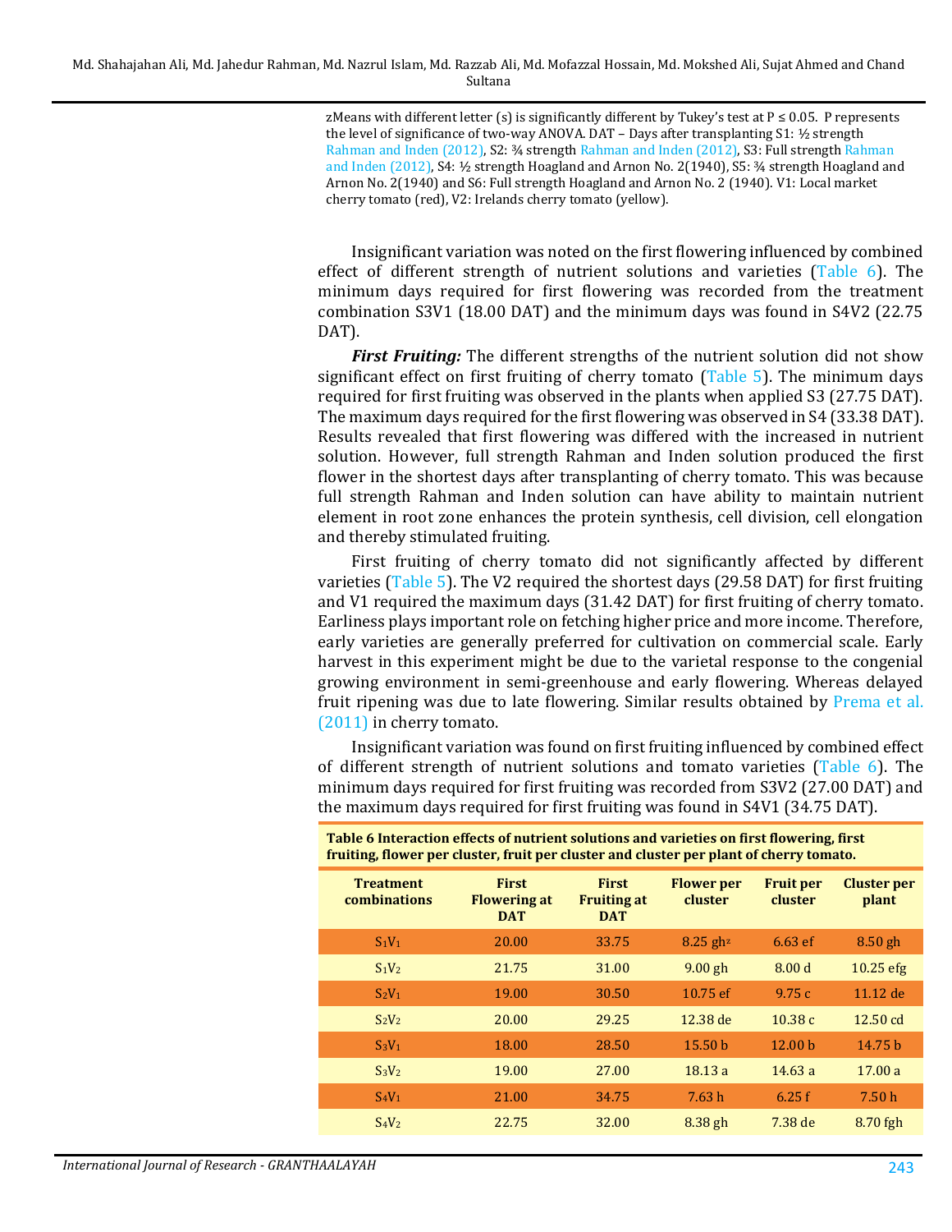zMeans with different letter (s) is significantly different by Tukey's test at P ≤ 0.05. P represents the level of significance of two-way ANOVA. DAT – Days after transplanting S1: ½ strength Rahman and Inden (2012), S2: ¾ strength Rahman and Inden (2012), S3: Full strength Rahman and Inden (2012), S4: ½ strength Hoagland and Arnon No. 2(1940), S5: ¾ strength Hoagland and Arnon No. 2(1940) and S6: Full strength Hoagland and Arnon No. 2 (1940). V1: Local market cherry tomato (red), V2: Irelands cherry tomato (yellow).

Insignificant variation was noted on the first flowering influenced by combined effect of different strength of nutrient solutions and varieties (Table 6). The minimum days required for first flowering was recorded from the treatment combination S3V1 (18.00 DAT) and the minimum days was found in S4V2 (22.75 DAT).

***First Fruiting:*** The different strengths of the nutrient solution did not show significant effect on first fruiting of cherry tomato (Table 5). The minimum days required for first fruiting was observed in the plants when applied S3 (27.75 DAT). The maximum days required for the first flowering was observed in S4 (33.38 DAT). Results revealed that first flowering was differed with the increased in nutrient solution. However, full strength Rahman and Inden solution produced the first flower in the shortest days after transplanting of cherry tomato. This was because full strength Rahman and Inden solution can have ability to maintain nutrient element in root zone enhances the protein synthesis, cell division, cell elongation and thereby stimulated fruiting.

First fruiting of cherry tomato did not significantly affected by different varieties (Table 5). The V2 required the shortest days (29.58 DAT) for first fruiting and V1 required the maximum days (31.42 DAT) for first fruiting of cherry tomato. Earliness plays important role on fetching higher price and more income. Therefore, early varieties are generally preferred for cultivation on commercial scale. Early harvest in this experiment might be due to the varietal response to the congenial growing environment in semi-greenhouse and early flowering. Whereas delayed fruit ripening was due to late flowering. Similar results obtained by Prema et al. (2011) in cherry tomato.

Insignificant variation was found on first fruiting influenced by combined effect of different strength of nutrient solutions and tomato varieties (Table 6). The minimum days required for first fruiting was recorded from S3V2 (27.00 DAT) and the maximum days required for first fruiting was found in S4V1 (34.75 DAT).

**Table 6 Interaction effects of nutrient solutions and varieties on first flowering, first fruiting, flower per cluster, fruit per cluster and cluster per plant of cherry tomato.**

| Treatment combinations | First Flowering at DAT | First Fruiting at DAT | Flower per cluster | Fruit per cluster | Cluster per plant |
|---|---|---|---|---|---|
| $S_1V_1$ | 20.00 | 33.75 | 8.25 gh[z] | 6.63 ef | 8.50 gh |
| $S_1V_2$ | 21.75 | 31.00 | 9.00 gh | 8.00 d | 10.25 efg |
| $S_2V_1$ | 19.00 | 30.50 | 10.75 ef | 9.75 c | 11.12 de |
| $S_2V_2$ | 20.00 | 29.25 | 12.38 de | 10.38 c | 12.50 cd |
| $S_3V_1$ | 18.00 | 28.50 | 15.50 b | 12.00 b | 14.75 b |
| $S_3V_2$ | 19.00 | 27.00 | 18.13 a | 14.63 a | 17.00 a |
| $S_4V_1$ | 21.00 | 34.75 | 7.63 h | 6.25 f | 7.50 h |
| $S_4V_2$ | 22.75 | 32.00 | 8.38 gh | 7.38 de | 8.70 fgh |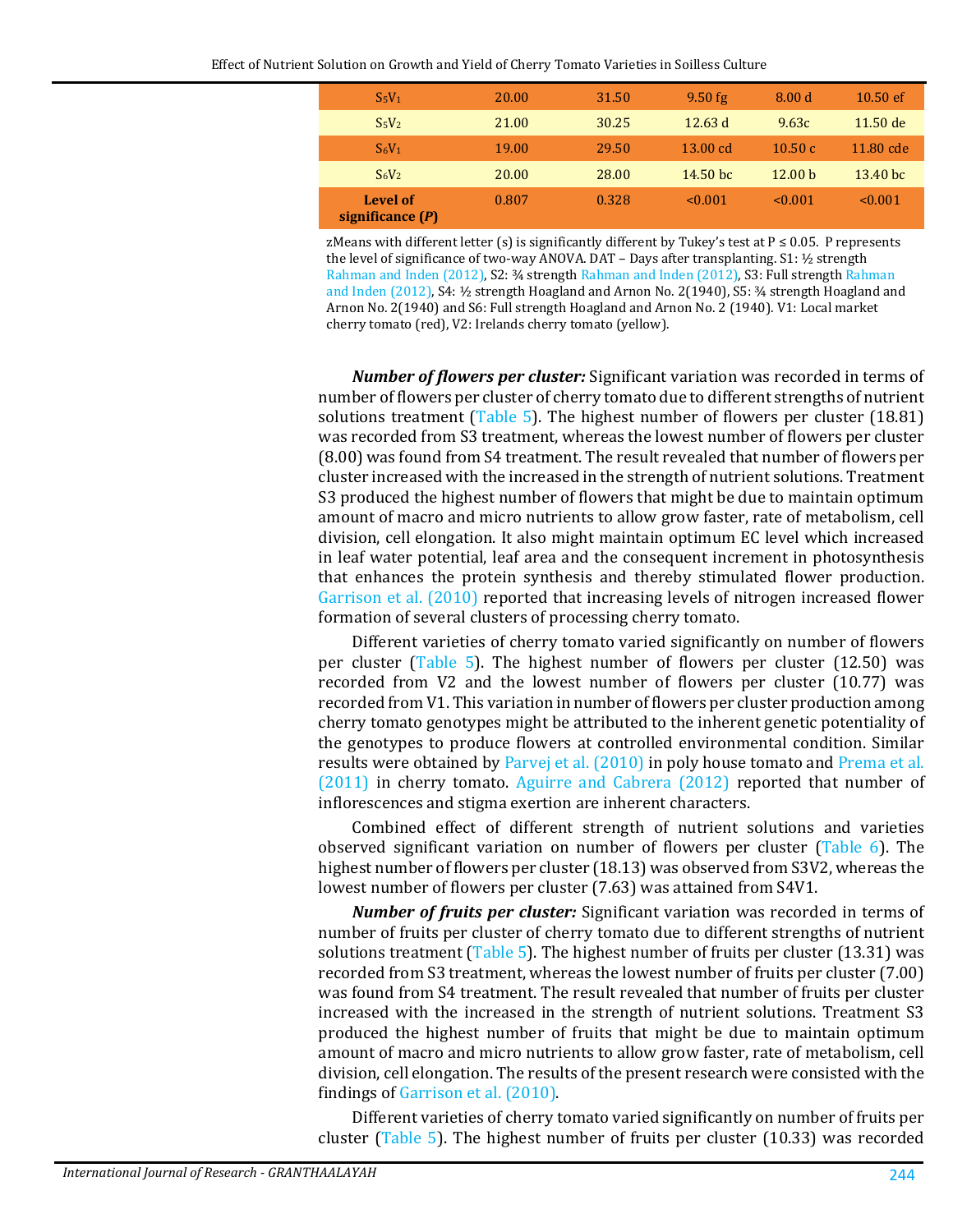| $S_5V_1$ | 20.00 | 31.50 | 9.50 fg | 8.00 d | 10.50 ef |
|---|---|---|---|---|---|
| $S_5V_2$ | 21.00 | 30.25 | 12.63 d | 9.63c | 11.50 de |
| $S_6V_1$ | 19.00 | 29.50 | 13.00 cd | 10.50 c | 11.80 cde |
| $S_6V_2$ | 20.00 | 28.00 | 14.50 bc | 12.00 b | 13.40 bc |
| **Level of significance (*P*)** | 0.807 | 0.328 | <0.001 | <0.001 | <0.001 |

zMeans with different letter (s) is significantly different by Tukey's test at P ≤ 0.05. P represents the level of significance of two-way ANOVA. DAT – Days after transplanting. S1: ½ strength Rahman and Inden (2012), S2: ¾ strength Rahman and Inden (2012), S3: Full strength Rahman and Inden (2012), S4: ½ strength Hoagland and Arnon No. 2(1940), S5: ¾ strength Hoagland and Arnon No. 2(1940) and S6: Full strength Hoagland and Arnon No. 2 (1940). V1: Local market cherry tomato (red), V2: Irelands cherry tomato (yellow).

***Number of flowers per cluster:*** Significant variation was recorded in terms of number of flowers per cluster of cherry tomato due to different strengths of nutrient solutions treatment (Table 5). The highest number of flowers per cluster (18.81) was recorded from S3 treatment, whereas the lowest number of flowers per cluster (8.00) was found from S4 treatment. The result revealed that number of flowers per cluster increased with the increased in the strength of nutrient solutions. Treatment S3 produced the highest number of flowers that might be due to maintain optimum amount of macro and micro nutrients to allow grow faster, rate of metabolism, cell division, cell elongation. It also might maintain optimum EC level which increased in leaf water potential, leaf area and the consequent increment in photosynthesis that enhances the protein synthesis and thereby stimulated flower production. Garrison et al. (2010) reported that increasing levels of nitrogen increased flower formation of several clusters of processing cherry tomato.

Different varieties of cherry tomato varied significantly on number of flowers per cluster (Table 5). The highest number of flowers per cluster (12.50) was recorded from V2 and the lowest number of flowers per cluster (10.77) was recorded from V1. This variation in number of flowers per cluster production among cherry tomato genotypes might be attributed to the inherent genetic potentiality of the genotypes to produce flowers at controlled environmental condition. Similar results were obtained by Parvej et al. (2010) in poly house tomato and Prema et al. (2011) in cherry tomato. Aguirre and Cabrera (2012) reported that number of inflorescences and stigma exertion are inherent characters.

Combined effect of different strength of nutrient solutions and varieties observed significant variation on number of flowers per cluster (Table 6). The highest number of flowers per cluster (18.13) was observed from S3V2, whereas the lowest number of flowers per cluster (7.63) was attained from S4V1.

***Number of fruits per cluster:*** Significant variation was recorded in terms of number of fruits per cluster of cherry tomato due to different strengths of nutrient solutions treatment (Table 5). The highest number of fruits per cluster (13.31) was recorded from S3 treatment, whereas the lowest number of fruits per cluster (7.00) was found from S4 treatment. The result revealed that number of fruits per cluster increased with the increased in the strength of nutrient solutions. Treatment S3 produced the highest number of fruits that might be due to maintain optimum amount of macro and micro nutrients to allow grow faster, rate of metabolism, cell division, cell elongation. The results of the present research were consisted with the findings of Garrison et al. (2010).

Different varieties of cherry tomato varied significantly on number of fruits per cluster (Table 5). The highest number of fruits per cluster (10.33) was recorded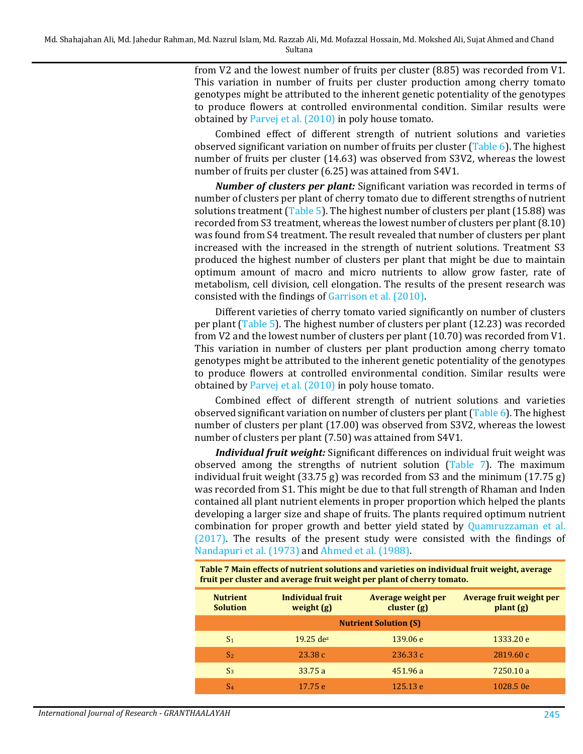from V2 and the lowest number of fruits per cluster (8.85) was recorded from V1. This variation in number of fruits per cluster production among cherry tomato genotypes might be attributed to the inherent genetic potentiality of the genotypes to produce flowers at controlled environmental condition. Similar results were obtained by Parvej et al. (2010) in poly house tomato.

Combined effect of different strength of nutrient solutions and varieties observed significant variation on number of fruits per cluster (Table 6). The highest number of fruits per cluster (14.63) was observed from S3V2, whereas the lowest number of fruits per cluster (6.25) was attained from S4V1.

***Number of clusters per plant:*** Significant variation was recorded in terms of number of clusters per plant of cherry tomato due to different strengths of nutrient solutions treatment (Table 5). The highest number of clusters per plant (15.88) was recorded from S3 treatment, whereas the lowest number of clusters per plant (8.10) was found from S4 treatment. The result revealed that number of clusters per plant increased with the increased in the strength of nutrient solutions. Treatment S3 produced the highest number of clusters per plant that might be due to maintain optimum amount of macro and micro nutrients to allow grow faster, rate of metabolism, cell division, cell elongation. The results of the present research was consisted with the findings of Garrison et al. (2010).

Different varieties of cherry tomato varied significantly on number of clusters per plant (Table 5). The highest number of clusters per plant (12.23) was recorded from V2 and the lowest number of clusters per plant (10.70) was recorded from V1. This variation in number of clusters per plant production among cherry tomato genotypes might be attributed to the inherent genetic potentiality of the genotypes to produce flowers at controlled environmental condition. Similar results were obtained by Parvej et al. (2010) in poly house tomato.

Combined effect of different strength of nutrient solutions and varieties observed significant variation on number of clusters per plant (Table 6). The highest number of clusters per plant (17.00) was observed from S3V2, whereas the lowest number of clusters per plant (7.50) was attained from S4V1.

***Individual fruit weight:*** Significant differences on individual fruit weight was observed among the strengths of nutrient solution (Table 7). The maximum individual fruit weight (33.75 g) was recorded from S3 and the minimum (17.75 g) was recorded from S1. This might be due to that full strength of Rhaman and Inden contained all plant nutrient elements in proper proportion which helped the plants developing a larger size and shape of fruits. The plants required optimum nutrient combination for proper growth and better yield stated by Quamruzzaman et al. (2017). The results of the present study were consisted with the findings of Nandapuri et al. (1973) and Ahmed et al. (1988).

**Table 7 Main effects of nutrient solutions and varieties on individual fruit weight, average fruit per cluster and average fruit weight per plant of cherry tomato.**

| Nutrient Solution | Individual fruit weight (g) | Average weight per cluster (g) | Average fruit weight per plant (g) |
|---|---|---|---|
| **Nutrient Solution (S)** | | | |
| $S_1$ | 19.25 de[z] | 139.06 e | 1333.20 e |
| $S_2$ | 23.38 c | 236.33 c | 2819.60 c |
| $S_3$ | 33.75 a | 451.96 a | 7250.10 a |
| $S_4$ | 17.75 e | 125.13 e | 1028.5 0e |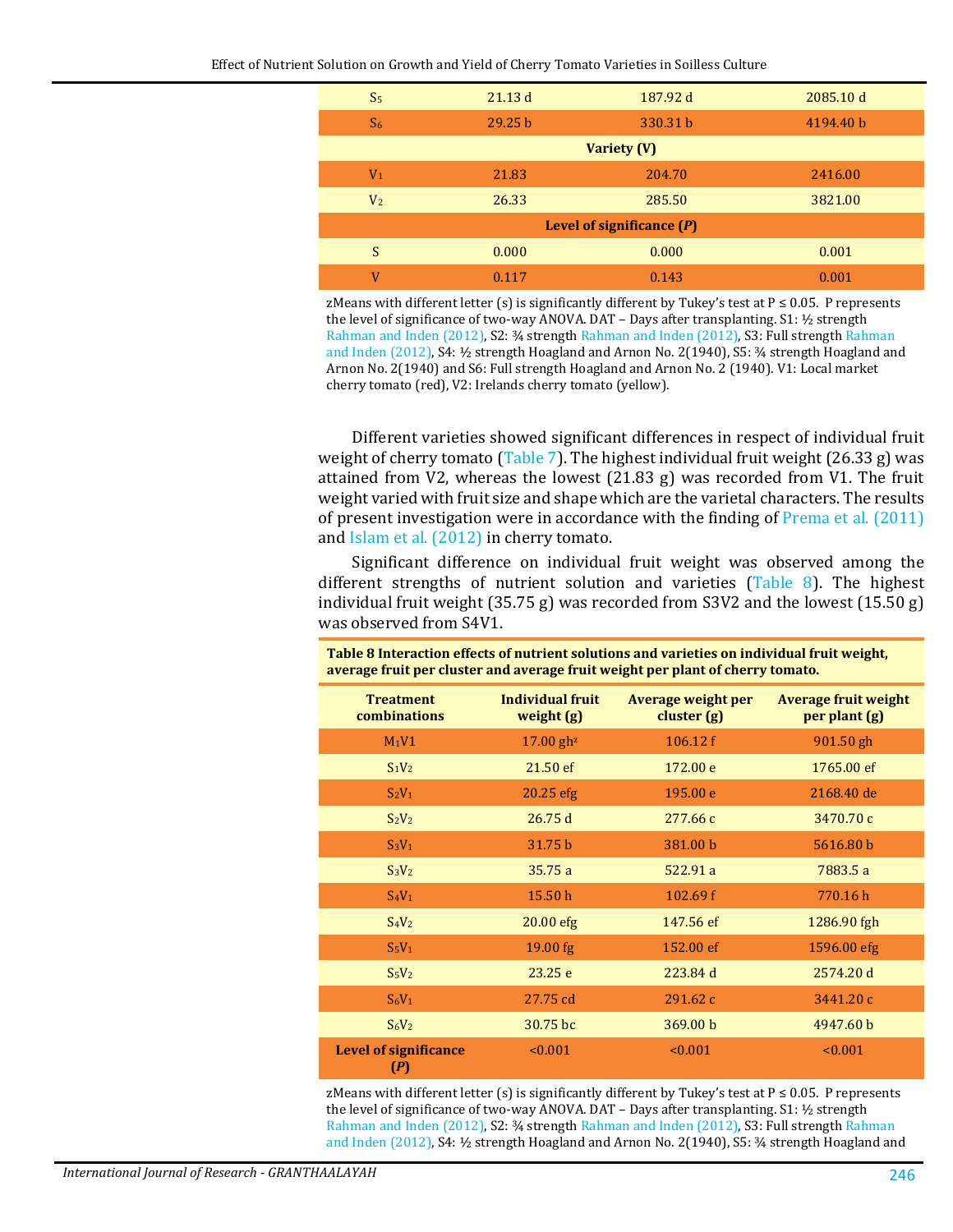| | | | |
|---|---|---|---|
| $S_5$ | 21.13 d | 187.92 d | 2085.10 d |
| $S_6$ | 29.25 b | 330.31 b | 4194.40 b |
| **Variety (V)** | | | |
| $V_1$ | 21.83 | 204.70 | 2416.00 |
| $V_2$ | 26.33 | 285.50 | 3821.00 |
| **Level of significance (*P*)** | | | |
| S | 0.000 | 0.000 | 0.001 |
| V | 0.117 | 0.143 | 0.001 |

zMeans with different letter (s) is significantly different by Tukey's test at $P \leq 0.05$. P represents the level of significance of two-way ANOVA. DAT – Days after transplanting. S1: ½ strength Rahman and Inden (2012), S2: ¾ strength Rahman and Inden (2012), S3: Full strength Rahman and Inden (2012), S4: ½ strength Hoagland and Arnon No. 2(1940), S5: ¾ strength Hoagland and Arnon No. 2(1940) and S6: Full strength Hoagland and Arnon No. 2 (1940). V1: Local market cherry tomato (red), V2: Irelands cherry tomato (yellow).

Different varieties showed significant differences in respect of individual fruit weight of cherry tomato (Table 7). The highest individual fruit weight (26.33 g) was attained from V2, whereas the lowest (21.83 g) was recorded from V1. The fruit weight varied with fruit size and shape which are the varietal characters. The results of present investigation were in accordance with the finding of Prema et al. (2011) and Islam et al. (2012) in cherry tomato.

Significant difference on individual fruit weight was observed among the different strengths of nutrient solution and varieties (Table 8). The highest individual fruit weight (35.75 g) was recorded from S3V2 and the lowest (15.50 g) was observed from S4V1.

**Table 8 Interaction effects of nutrient solutions and varieties on individual fruit weight, average fruit per cluster and average fruit weight per plant of cherry tomato.**

| Treatment combinations | Individual fruit weight (g) | Average weight per cluster (g) | Average fruit weight per plant (g) |
|---|---|---|---|
| $M_1V_1$ | 17.00 gh$^z$ | 106.12 f | 901.50 gh |
| $S_1V_2$ | 21.50 ef | 172.00 e | 1765.00 ef |
| $S_2V_1$ | 20.25 efg | 195.00 e | 2168.40 de |
| $S_2V_2$ | 26.75 d | 277.66 c | 3470.70 c |
| $S_3V_1$ | 31.75 b | 381.00 b | 5616.80 b |
| $S_3V_2$ | 35.75 a | 522.91 a | 7883.5 a |
| $S_4V_1$ | 15.50 h | 102.69 f | 770.16 h |
| $S_4V_2$ | 20.00 efg | 147.56 ef | 1286.90 fgh |
| $S_5V_1$ | 19.00 fg | 152.00 ef | 1596.00 efg |
| $S_5V_2$ | 23.25 e | 223.84 d | 2574.20 d |
| $S_6V_1$ | 27.75 cd | 291.62 c | 3441.20 c |
| $S_6V_2$ | 30.75 bc | 369.00 b | 4947.60 b |
| **Level of significance (*P*)** | <0.001 | <0.001 | <0.001 |

zMeans with different letter (s) is significantly different by Tukey's test at $P \leq 0.05$. P represents the level of significance of two-way ANOVA. DAT – Days after transplanting. S1: ½ strength Rahman and Inden (2012), S2: ¾ strength Rahman and Inden (2012), S3: Full strength Rahman and Inden (2012), S4: ½ strength Hoagland and Arnon No. 2(1940), S5: ¾ strength Hoagland and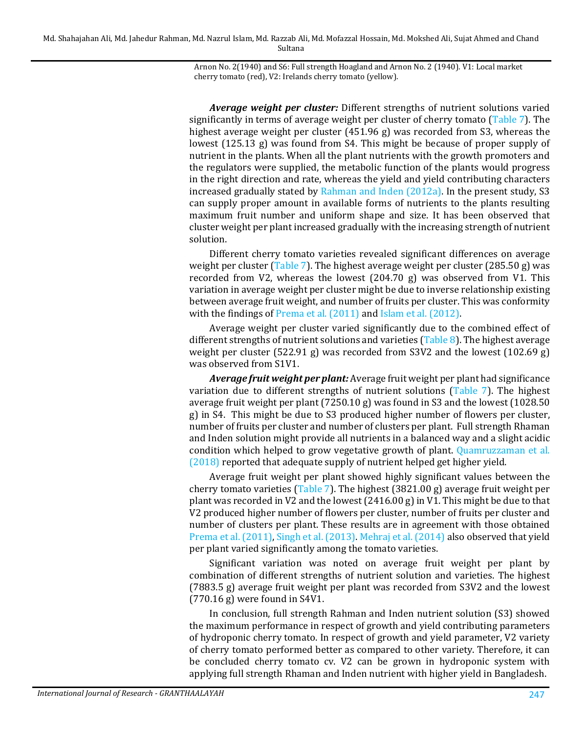Arnon No. 2(1940) and S6: Full strength Hoagland and Arnon No. 2 (1940). V1: Local market cherry tomato (red), V2: Irelands cherry tomato (yellow).

***Average weight per cluster:*** Different strengths of nutrient solutions varied significantly in terms of average weight per cluster of cherry tomato (Table 7). The highest average weight per cluster (451.96 g) was recorded from S3, whereas the lowest (125.13 g) was found from S4. This might be because of proper supply of nutrient in the plants. When all the plant nutrients with the growth promoters and the regulators were supplied, the metabolic function of the plants would progress in the right direction and rate, whereas the yield and yield contributing characters increased gradually stated by Rahman and Inden (2012a). In the present study, S3 can supply proper amount in available forms of nutrients to the plants resulting maximum fruit number and uniform shape and size. It has been observed that cluster weight per plant increased gradually with the increasing strength of nutrient solution.

Different cherry tomato varieties revealed significant differences on average weight per cluster (Table 7). The highest average weight per cluster (285.50 g) was recorded from V2, whereas the lowest (204.70 g) was observed from V1. This variation in average weight per cluster might be due to inverse relationship existing between average fruit weight, and number of fruits per cluster. This was conformity with the findings of Prema et al. (2011) and Islam et al. (2012).

Average weight per cluster varied significantly due to the combined effect of different strengths of nutrient solutions and varieties (Table 8). The highest average weight per cluster (522.91 g) was recorded from S3V2 and the lowest (102.69 g) was observed from S1V1.

***Average fruit weight per plant:*** Average fruit weight per plant had significance variation due to different strengths of nutrient solutions (Table 7). The highest average fruit weight per plant (7250.10 g) was found in S3 and the lowest (1028.50 g) in S4. This might be due to S3 produced higher number of flowers per cluster, number of fruits per cluster and number of clusters per plant. Full strength Rhaman and Inden solution might provide all nutrients in a balanced way and a slight acidic condition which helped to grow vegetative growth of plant. Quamruzzaman et al. (2018) reported that adequate supply of nutrient helped get higher yield.

Average fruit weight per plant showed highly significant values between the cherry tomato varieties (Table 7). The highest (3821.00 g) average fruit weight per plant was recorded in V2 and the lowest (2416.00 g) in V1. This might be due to that V2 produced higher number of flowers per cluster, number of fruits per cluster and number of clusters per plant. These results are in agreement with those obtained Prema et al. (2011), Singh et al. (2013). Mehraj et al. (2014) also observed that yield per plant varied significantly among the tomato varieties.

Significant variation was noted on average fruit weight per plant by combination of different strengths of nutrient solution and varieties. The highest (7883.5 g) average fruit weight per plant was recorded from S3V2 and the lowest (770.16 g) were found in S4V1.

In conclusion, full strength Rahman and Inden nutrient solution (S3) showed the maximum performance in respect of growth and yield contributing parameters of hydroponic cherry tomato. In respect of growth and yield parameter, V2 variety of cherry tomato performed better as compared to other variety. Therefore, it can be concluded cherry tomato cv. V2 can be grown in hydroponic system with applying full strength Rhaman and Inden nutrient with higher yield in Bangladesh.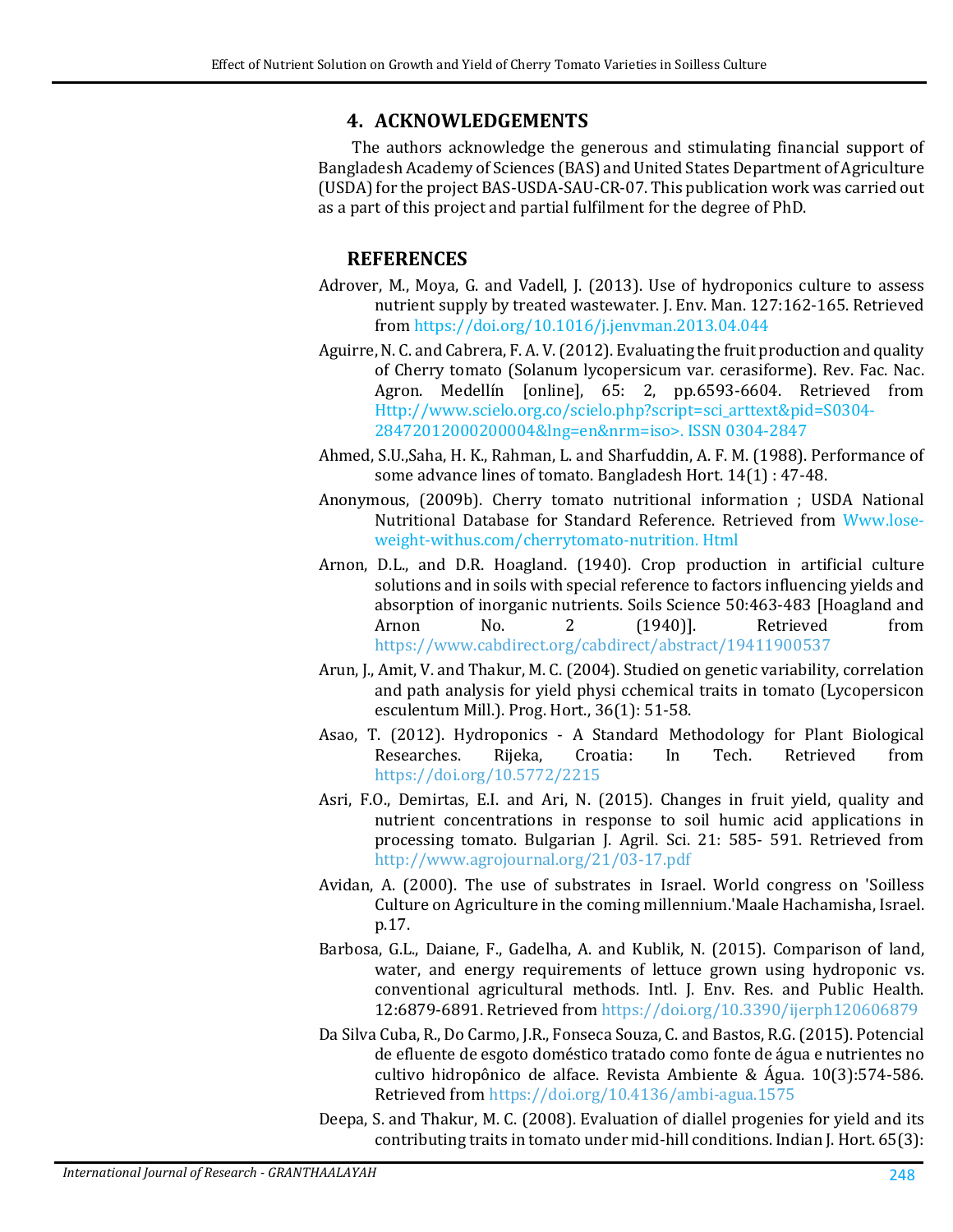## 4. ACKNOWLEDGEMENTS

The authors acknowledge the generous and stimulating financial support of Bangladesh Academy of Sciences (BAS) and United States Department of Agriculture (USDA) for the project BAS-USDA-SAU-CR-07. This publication work was carried out as a part of this project and partial fulfilment for the degree of PhD.

## REFERENCES

Adrover, M., Moya, G. and Vadell, J. (2013). Use of hydroponics culture to assess nutrient supply by treated wastewater. J. Env. Man. 127:162-165. Retrieved from https://doi.org/10.1016/j.jenvman.2013.04.044

Aguirre, N. C. and Cabrera, F. A. V. (2012). Evaluating the fruit production and quality of Cherry tomato (Solanum lycopersicum var. cerasiforme). Rev. Fac. Nac. Agron. Medellín [online], 65: 2, pp.6593-6604. Retrieved from Http://www.scielo.org.co/scielo.php?script=sci_arttext&pid=S0304-28472012000200004&lng=en&nrm=iso>. ISSN 0304-2847

Ahmed, S.U.,Saha, H. K., Rahman, L. and Sharfuddin, A. F. M. (1988). Performance of some advance lines of tomato. Bangladesh Hort. 14(1) : 47-48.

Anonymous, (2009b). Cherry tomato nutritional information ; USDA National Nutritional Database for Standard Reference. Retrieved from Www.lose-weight-withus.com/cherrytomato-nutrition. Html

Arnon, D.L., and D.R. Hoagland. (1940). Crop production in artificial culture solutions and in soils with special reference to factors influencing yields and absorption of inorganic nutrients. Soils Science 50:463-483 [Hoagland and Arnon No. 2 (1940)]. Retrieved from https://www.cabdirect.org/cabdirect/abstract/19411900537

Arun, J., Amit, V. and Thakur, M. C. (2004). Studied on genetic variability, correlation and path analysis for yield physi cchemical traits in tomato (Lycopersicon esculentum Mill.). Prog. Hort., 36(1): 51-58.

Asao, T. (2012). Hydroponics - A Standard Methodology for Plant Biological Researches. Rijeka, Croatia: In Tech. Retrieved from https://doi.org/10.5772/2215

Asri, F.O., Demirtas, E.I. and Ari, N. (2015). Changes in fruit yield, quality and nutrient concentrations in response to soil humic acid applications in processing tomato. Bulgarian J. Agril. Sci. 21: 585- 591. Retrieved from http://www.agrojournal.org/21/03-17.pdf

Avidan, A. (2000). The use of substrates in Israel. World congress on 'Soilless Culture on Agriculture in the coming millennium.'Maale Hachamisha, Israel. p.17.

Barbosa, G.L., Daiane, F., Gadelha, A. and Kublik, N. (2015). Comparison of land, water, and energy requirements of lettuce grown using hydroponic vs. conventional agricultural methods. Intl. J. Env. Res. and Public Health. 12:6879-6891. Retrieved from https://doi.org/10.3390/ijerph120606879

Da Silva Cuba, R., Do Carmo, J.R., Fonseca Souza, C. and Bastos, R.G. (2015). Potencial de efluente de esgoto doméstico tratado como fonte de água e nutrientes no cultivo hidropônico de alface. Revista Ambiente & Água. 10(3):574-586. Retrieved from https://doi.org/10.4136/ambi-agua.1575

Deepa, S. and Thakur, M. C. (2008). Evaluation of diallel progenies for yield and its contributing traits in tomato under mid-hill conditions. Indian J. Hort. 65(3):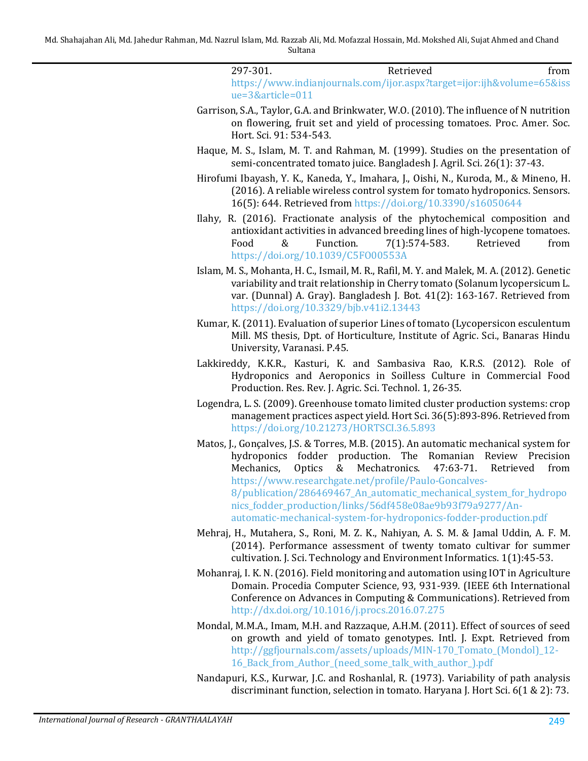297-301. Retrieved from https://www.indianjournals.com/ijor.aspx?target=ijor:ijh&volume=65&issue=3&article=011

Garrison, S.A., Taylor, G.A. and Brinkwater, W.O. (2010). The influence of N nutrition on flowering, fruit set and yield of processing tomatoes. Proc. Amer. Soc. Hort. Sci. 91: 534-543.

Haque, M. S., Islam, M. T. and Rahman, M. (1999). Studies on the presentation of semi-concentrated tomato juice. Bangladesh J. Agril. Sci. 26(1): 37-43.

Hirofumi Ibayash, Y. K., Kaneda, Y., Imahara, J., Oishi, N., Kuroda, M., & Mineno, H. (2016). A reliable wireless control system for tomato hydroponics. Sensors. 16(5): 644. Retrieved from https://doi.org/10.3390/s16050644

Ilahy, R. (2016). Fractionate analysis of the phytochemical composition and antioxidant activities in advanced breeding lines of high-lycopene tomatoes. Food & Function. 7(1):574-583. Retrieved from https://doi.org/10.1039/C5FO00553A

Islam, M. S., Mohanta, H. C., Ismail, M. R., Rafil, M. Y. and Malek, M. A. (2012). Genetic variability and trait relationship in Cherry tomato (Solanum lycopersicum L. var. (Dunnal) A. Gray). Bangladesh J. Bot. 41(2): 163-167. Retrieved from https://doi.org/10.3329/bjb.v41i2.13443

Kumar, K. (2011). Evaluation of superior Lines of tomato (Lycopersicon esculentum Mill. MS thesis, Dpt. of Horticulture, Institute of Agric. Sci., Banaras Hindu University, Varanasi. P.45.

Lakkireddy, K.K.R., Kasturi, K. and Sambasiva Rao, K.R.S. (2012). Role of Hydroponics and Aeroponics in Soilless Culture in Commercial Food Production. Res. Rev. J. Agric. Sci. Technol. 1, 26-35.

Logendra, L. S. (2009). Greenhouse tomato limited cluster production systems: crop management practices aspect yield. Hort Sci. 36(5):893-896. Retrieved from https://doi.org/10.21273/HORTSCI.36.5.893

Matos, J., Gonçalves, J.S. & Torres, M.B. (2015). An automatic mechanical system for hydroponics fodder production. The Romanian Review Precision Mechanics, Optics & Mechatronics. 47:63-71. Retrieved from https://www.researchgate.net/profile/Paulo-Goncalves-8/publication/286469467_An_automatic_mechanical_system_for_hydroponics_fodder_production/links/56df458e08ae9b93f79a9277/An-automatic-mechanical-system-for-hydroponics-fodder-production.pdf

Mehraj, H., Mutahera, S., Roni, M. Z. K., Nahiyan, A. S. M. & Jamal Uddin, A. F. M. (2014). Performance assessment of twenty tomato cultivar for summer cultivation. J. Sci. Technology and Environment Informatics. 1(1):45-53.

Mohanraj, I. K. N. (2016). Field monitoring and automation using IOT in Agriculture Domain. Procedia Computer Science, 93, 931-939. (IEEE 6th International Conference on Advances in Computing & Communications). Retrieved from http://dx.doi.org/10.1016/j.procs.2016.07.275

Mondal, M.M.A., Imam, M.H. and Razzaque, A.H.M. (2011). Effect of sources of seed on growth and yield of tomato genotypes. Intl. J. Expt. Retrieved from http://ggfjournals.com/assets/uploads/MIN-170_Tomato_(Mondol)_12-16_Back_from_Author_(need_some_talk_with_author_).pdf

Nandapuri, K.S., Kurwar, J.C. and Roshanlal, R. (1973). Variability of path analysis discriminant function, selection in tomato. Haryana J. Hort Sci. 6(1 & 2): 73.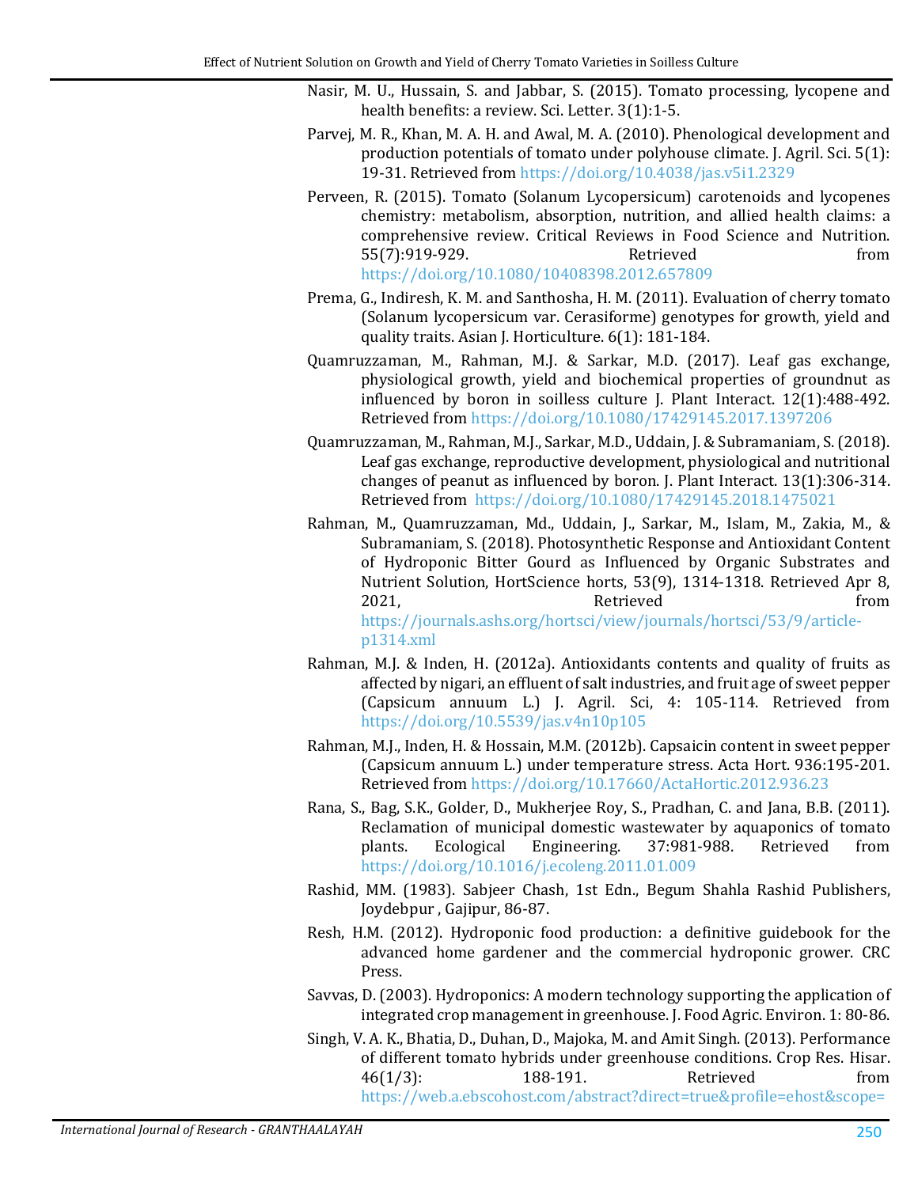Nasir, M. U., Hussain, S. and Jabbar, S. (2015). Tomato processing, lycopene and health benefits: a review. Sci. Letter. 3(1):1-5.

Parvej, M. R., Khan, M. A. H. and Awal, M. A. (2010). Phenological development and production potentials of tomato under polyhouse climate. J. Agril. Sci. 5(1): 19-31. Retrieved from https://doi.org/10.4038/jas.v5i1.2329

Perveen, R. (2015). Tomato (Solanum Lycopersicum) carotenoids and lycopenes chemistry: metabolism, absorption, nutrition, and allied health claims: a comprehensive review. Critical Reviews in Food Science and Nutrition. 55(7):919-929. Retrieved from https://doi.org/10.1080/10408398.2012.657809

Prema, G., Indiresh, K. M. and Santhosha, H. M. (2011). Evaluation of cherry tomato (Solanum lycopersicum var. Cerasiforme) genotypes for growth, yield and quality traits. Asian J. Horticulture. 6(1): 181-184.

Quamruzzaman, M., Rahman, M.J. & Sarkar, M.D. (2017). Leaf gas exchange, physiological growth, yield and biochemical properties of groundnut as influenced by boron in soilless culture J. Plant Interact. 12(1):488-492. Retrieved from https://doi.org/10.1080/17429145.2017.1397206

Quamruzzaman, M., Rahman, M.J., Sarkar, M.D., Uddain, J. & Subramaniam, S. (2018). Leaf gas exchange, reproductive development, physiological and nutritional changes of peanut as influenced by boron. J. Plant Interact. 13(1):306-314. Retrieved from https://doi.org/10.1080/17429145.2018.1475021

Rahman, M., Quamruzzaman, Md., Uddain, J., Sarkar, M., Islam, M., Zakia, M., & Subramaniam, S. (2018). Photosynthetic Response and Antioxidant Content of Hydroponic Bitter Gourd as Influenced by Organic Substrates and Nutrient Solution, HortScience horts, 53(9), 1314-1318. Retrieved Apr 8, 2021, Retrieved from https://journals.ashs.org/hortsci/view/journals/hortsci/53/9/article-p1314.xml

Rahman, M.J. & Inden, H. (2012a). Antioxidants contents and quality of fruits as affected by nigari, an effluent of salt industries, and fruit age of sweet pepper (Capsicum annuum L.) J. Agril. Sci, 4: 105-114. Retrieved from https://doi.org/10.5539/jas.v4n10p105

Rahman, M.J., Inden, H. & Hossain, M.M. (2012b). Capsaicin content in sweet pepper (Capsicum annuum L.) under temperature stress. Acta Hort. 936:195-201. Retrieved from https://doi.org/10.17660/ActaHortic.2012.936.23

Rana, S., Bag, S.K., Golder, D., Mukherjee Roy, S., Pradhan, C. and Jana, B.B. (2011). Reclamation of municipal domestic wastewater by aquaponics of tomato plants. Ecological Engineering. 37:981-988. Retrieved from https://doi.org/10.1016/j.ecoleng.2011.01.009

Rashid, MM. (1983). Sabjeer Chash, 1st Edn., Begum Shahla Rashid Publishers, Joydebpur , Gajipur, 86-87.

Resh, H.M. (2012). Hydroponic food production: a definitive guidebook for the advanced home gardener and the commercial hydroponic grower. CRC Press.

Savvas, D. (2003). Hydroponics: A modern technology supporting the application of integrated crop management in greenhouse. J. Food Agric. Environ. 1: 80-86.

Singh, V. A. K., Bhatia, D., Duhan, D., Majoka, M. and Amit Singh. (2013). Performance of different tomato hybrids under greenhouse conditions. Crop Res. Hisar. 46(1/3): 188-191. Retrieved from https://web.a.ebscohost.com/abstract?direct=true&profile=ehost&scope=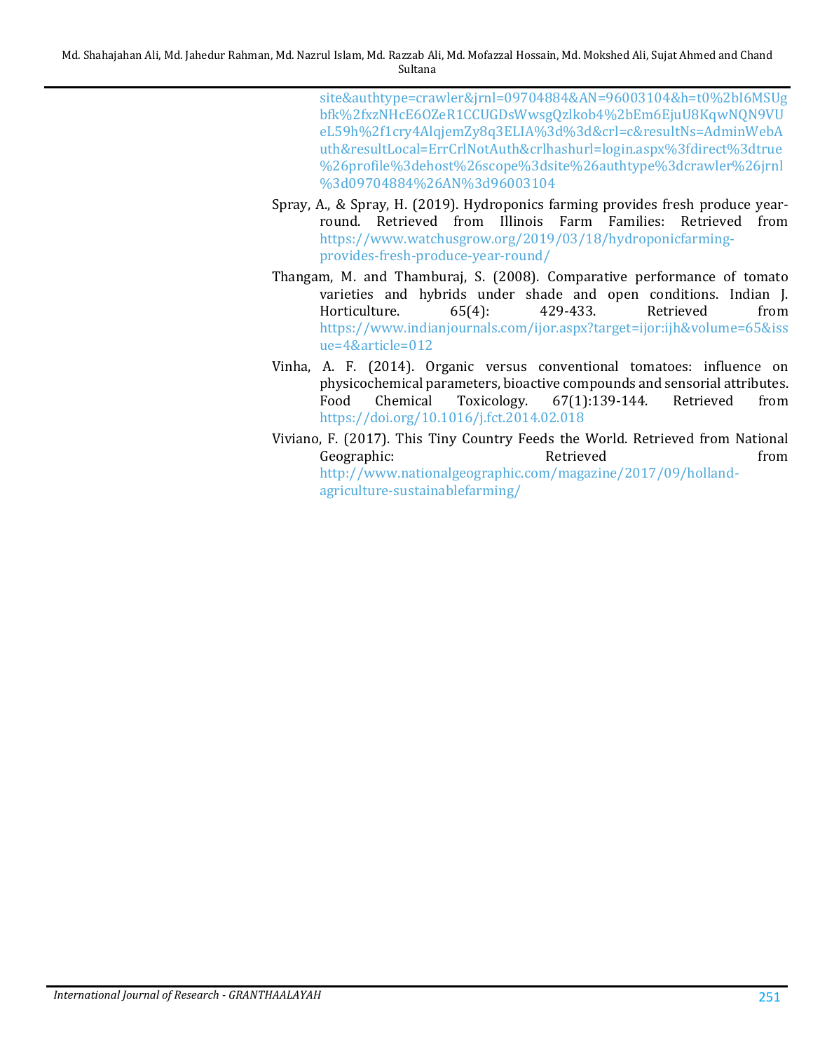site&authtype=crawler&jrnl=09704884&AN=96003104&h=t0%2bI6MSUgbfk%2fxzNHcE6OZeR1CCUGDsWwsgQzlkob4%2bEm6EjuU8KqwNQN9VUeL59h%2f1cry4AlqjemZy8q3ELIA%3d%3d&crl=c&resultNs=AdminWebAuth&resultLocal=ErrCrlNotAuth&crlhashurl=login.aspx%3fdirect%3dtrue%26profile%3dehost%26scope%3dsite%26authtype%3dcrawler%26jrnl%3d09704884%26AN%3d96003104

Spray, A., & Spray, H. (2019). Hydroponics farming provides fresh produce year-round. Retrieved from Illinois Farm Families: Retrieved from https://www.watchusgrow.org/2019/03/18/hydroponicfarming-provides-fresh-produce-year-round/

Thangam, M. and Thamburaj, S. (2008). Comparative performance of tomato varieties and hybrids under shade and open conditions. Indian J. Horticulture. 65(4): 429-433. Retrieved from https://www.indianjournals.com/ijor.aspx?target=ijor:ijh&volume=65&issue=4&article=012

Vinha, A. F. (2014). Organic versus conventional tomatoes: influence on physicochemical parameters, bioactive compounds and sensorial attributes. Food Chemical Toxicology. 67(1):139-144. Retrieved from https://doi.org/10.1016/j.fct.2014.02.018

Viviano, F. (2017). This Tiny Country Feeds the World. Retrieved from National Geographic: Retrieved from http://www.nationalgeographic.com/magazine/2017/09/holland-agriculture-sustainablefarming/